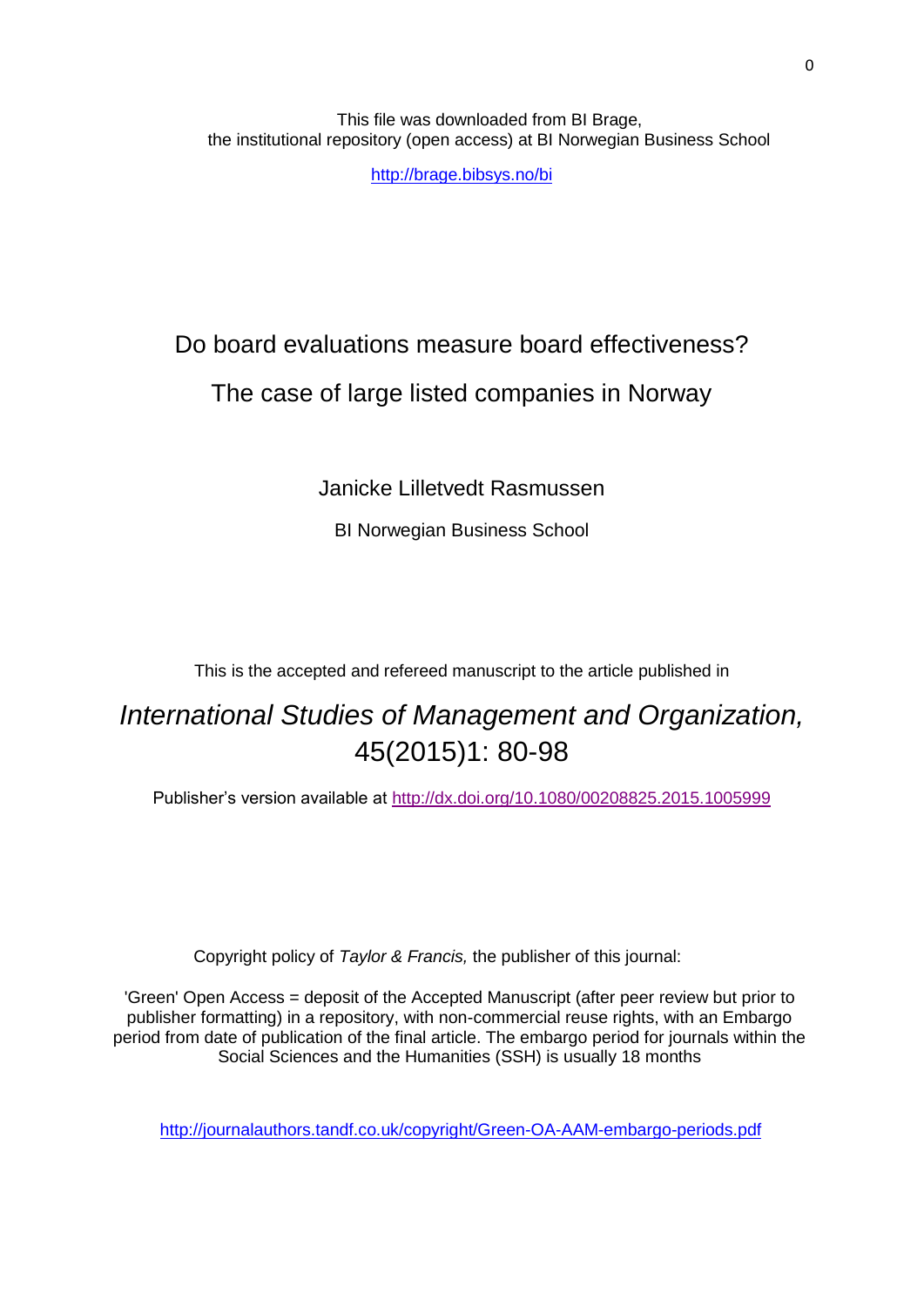This file was downloaded from BI Brage,
the institutional repository (open access) at BI Norwegian Business School

http://brage.bibsys.no/bi

# Do board evaluations measure board effectiveness? The case of large listed companies in Norway

Janicke Lilletvedt Rasmussen

BI Norwegian Business School

This is the accepted and refereed manuscript to the article published in

*International Studies of Management and Organization,* 45(2015)1: 80-98

Publisher's version available at http://dx.doi.org/10.1080/00208825.2015.1005999

Copyright policy of *Taylor & Francis,* the publisher of this journal:

'Green' Open Access = deposit of the Accepted Manuscript (after peer review but prior to publisher formatting) in a repository, with non-commercial reuse rights, with an Embargo period from date of publication of the final article. The embargo period for journals within the Social Sciences and the Humanities (SSH) is usually 18 months

http://journalauthors.tandf.co.uk/copyright/Green-OA-AAM-embargo-periods.pdf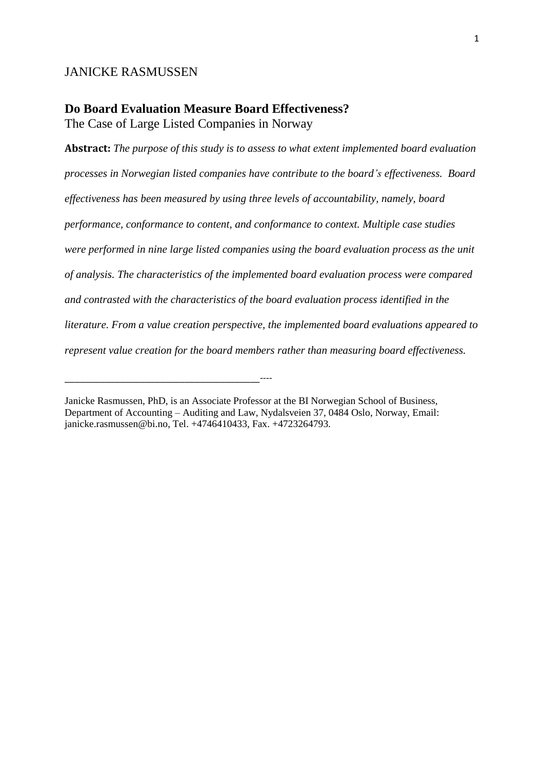JANICKE RASMUSSEN

# Do Board Evaluation Measure Board Effectiveness?

The Case of Large Listed Companies in Norway

**Abstract:** *The purpose of this study is to assess to what extent implemented board evaluation processes in Norwegian listed companies have contribute to the board's effectiveness. Board effectiveness has been measured by using three levels of accountability, namely, board performance, conformance to content, and conformance to context. Multiple case studies were performed in nine large listed companies using the board evaluation process as the unit of analysis. The characteristics of the implemented board evaluation process were compared and contrasted with the characteristics of the board evaluation process identified in the literature. From a value creation perspective, the implemented board evaluations appeared to represent value creation for the board members rather than measuring board effectiveness.*

---

Janicke Rasmussen, PhD, is an Associate Professor at the BI Norwegian School of Business, Department of Accounting – Auditing and Law, Nydalsveien 37, 0484 Oslo, Norway, Email: janicke.rasmussen@bi.no, Tel. +4746410433, Fax. +4723264793.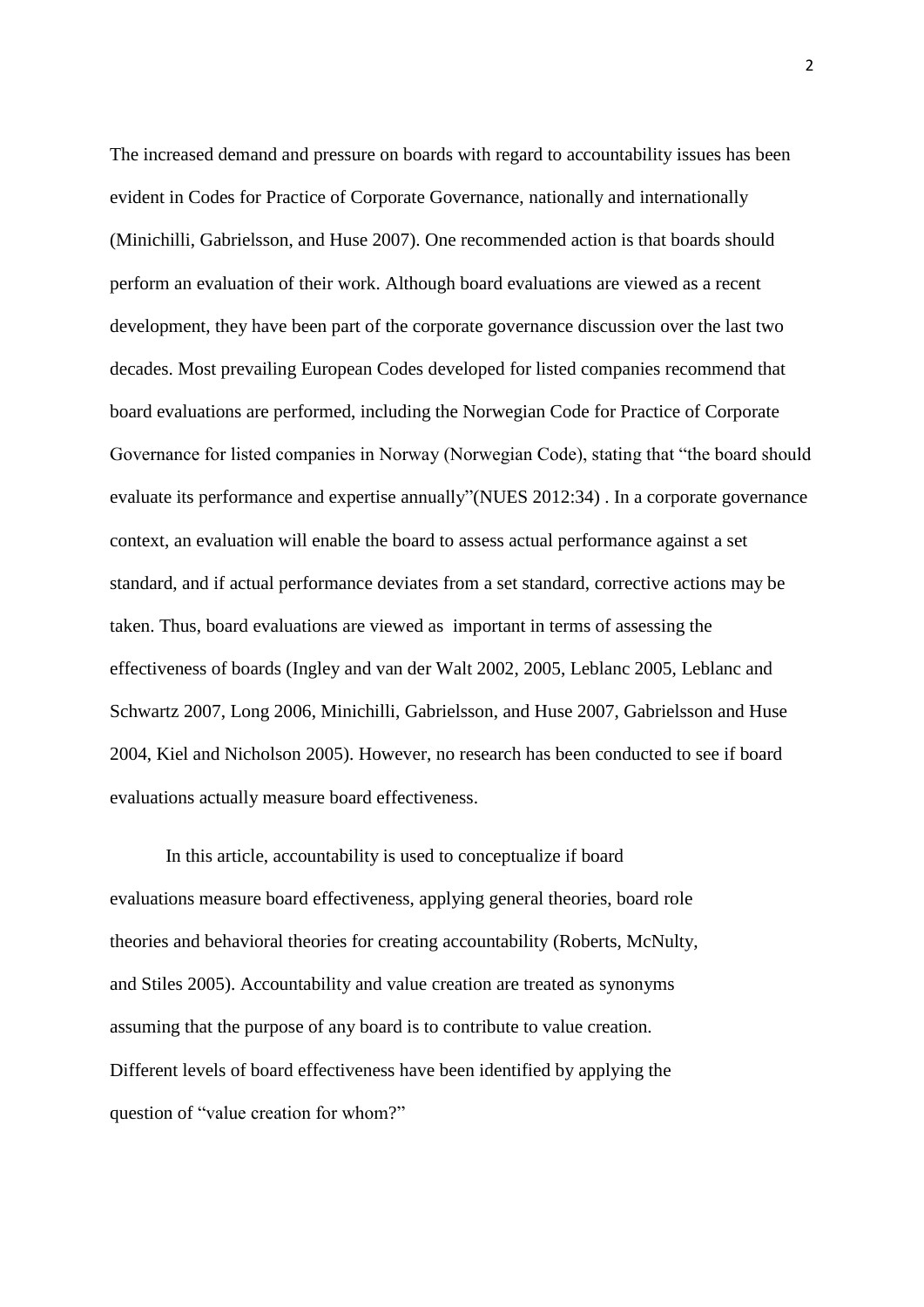The increased demand and pressure on boards with regard to accountability issues has been evident in Codes for Practice of Corporate Governance, nationally and internationally (Minichilli, Gabrielsson, and Huse 2007). One recommended action is that boards should perform an evaluation of their work. Although board evaluations are viewed as a recent development, they have been part of the corporate governance discussion over the last two decades. Most prevailing European Codes developed for listed companies recommend that board evaluations are performed, including the Norwegian Code for Practice of Corporate Governance for listed companies in Norway (Norwegian Code), stating that "the board should evaluate its performance and expertise annually"(NUES 2012:34) . In a corporate governance context, an evaluation will enable the board to assess actual performance against a set standard, and if actual performance deviates from a set standard, corrective actions may be taken. Thus, board evaluations are viewed as important in terms of assessing the effectiveness of boards (Ingley and van der Walt 2002, 2005, Leblanc 2005, Leblanc and Schwartz 2007, Long 2006, Minichilli, Gabrielsson, and Huse 2007, Gabrielsson and Huse 2004, Kiel and Nicholson 2005). However, no research has been conducted to see if board evaluations actually measure board effectiveness.

In this article, accountability is used to conceptualize if board evaluations measure board effectiveness, applying general theories, board role theories and behavioral theories for creating accountability (Roberts, McNulty, and Stiles 2005). Accountability and value creation are treated as synonyms assuming that the purpose of any board is to contribute to value creation. Different levels of board effectiveness have been identified by applying the question of "value creation for whom?"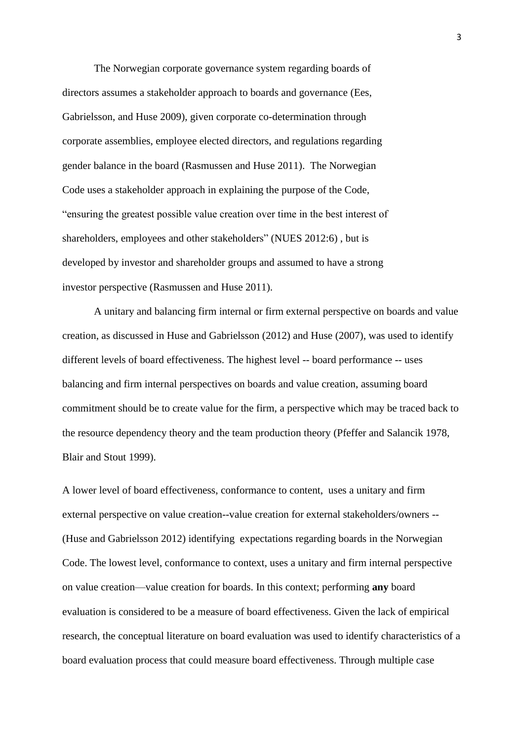The Norwegian corporate governance system regarding boards of directors assumes a stakeholder approach to boards and governance (Ees, Gabrielsson, and Huse 2009), given corporate co-determination through corporate assemblies, employee elected directors, and regulations regarding gender balance in the board (Rasmussen and Huse 2011). The Norwegian Code uses a stakeholder approach in explaining the purpose of the Code, "ensuring the greatest possible value creation over time in the best interest of shareholders, employees and other stakeholders" (NUES 2012:6) , but is developed by investor and shareholder groups and assumed to have a strong investor perspective (Rasmussen and Huse 2011).

A unitary and balancing firm internal or firm external perspective on boards and value creation, as discussed in Huse and Gabrielsson (2012) and Huse (2007), was used to identify different levels of board effectiveness. The highest level -- board performance -- uses balancing and firm internal perspectives on boards and value creation, assuming board commitment should be to create value for the firm, a perspective which may be traced back to the resource dependency theory and the team production theory (Pfeffer and Salancik 1978, Blair and Stout 1999).

A lower level of board effectiveness, conformance to content, uses a unitary and firm external perspective on value creation--value creation for external stakeholders/owners -- (Huse and Gabrielsson 2012) identifying expectations regarding boards in the Norwegian Code. The lowest level, conformance to context, uses a unitary and firm internal perspective on value creation—value creation for boards. In this context; performing **any** board evaluation is considered to be a measure of board effectiveness. Given the lack of empirical research, the conceptual literature on board evaluation was used to identify characteristics of a board evaluation process that could measure board effectiveness. Through multiple case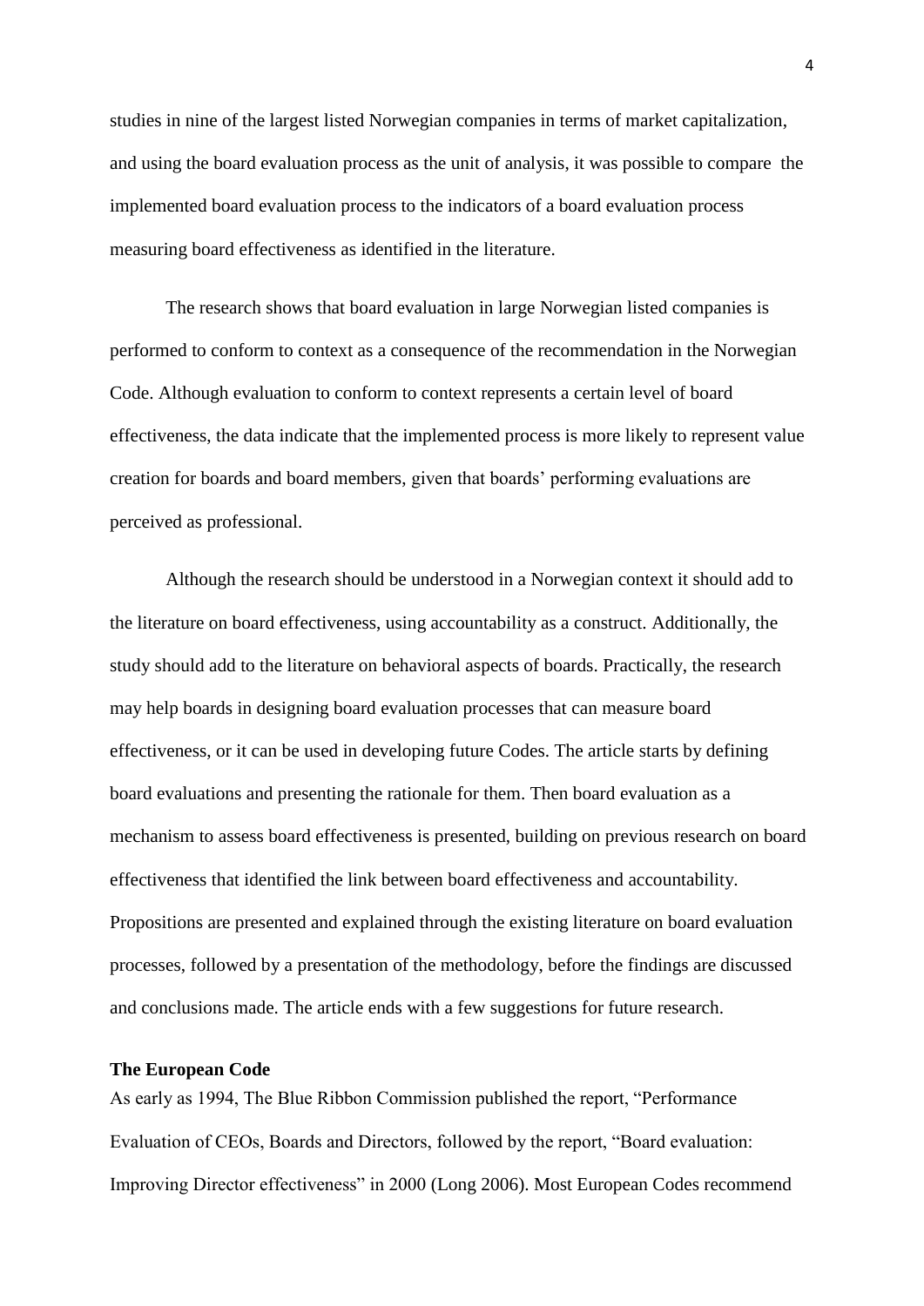studies in nine of the largest listed Norwegian companies in terms of market capitalization, and using the board evaluation process as the unit of analysis, it was possible to compare the implemented board evaluation process to the indicators of a board evaluation process measuring board effectiveness as identified in the literature.

The research shows that board evaluation in large Norwegian listed companies is performed to conform to context as a consequence of the recommendation in the Norwegian Code. Although evaluation to conform to context represents a certain level of board effectiveness, the data indicate that the implemented process is more likely to represent value creation for boards and board members, given that boards' performing evaluations are perceived as professional.

Although the research should be understood in a Norwegian context it should add to the literature on board effectiveness, using accountability as a construct. Additionally, the study should add to the literature on behavioral aspects of boards. Practically, the research may help boards in designing board evaluation processes that can measure board effectiveness, or it can be used in developing future Codes. The article starts by defining board evaluations and presenting the rationale for them. Then board evaluation as a mechanism to assess board effectiveness is presented, building on previous research on board effectiveness that identified the link between board effectiveness and accountability. Propositions are presented and explained through the existing literature on board evaluation processes, followed by a presentation of the methodology, before the findings are discussed and conclusions made. The article ends with a few suggestions for future research.

**The European Code**

As early as 1994, The Blue Ribbon Commission published the report, "Performance Evaluation of CEOs, Boards and Directors, followed by the report, "Board evaluation: Improving Director effectiveness" in 2000 (Long 2006). Most European Codes recommend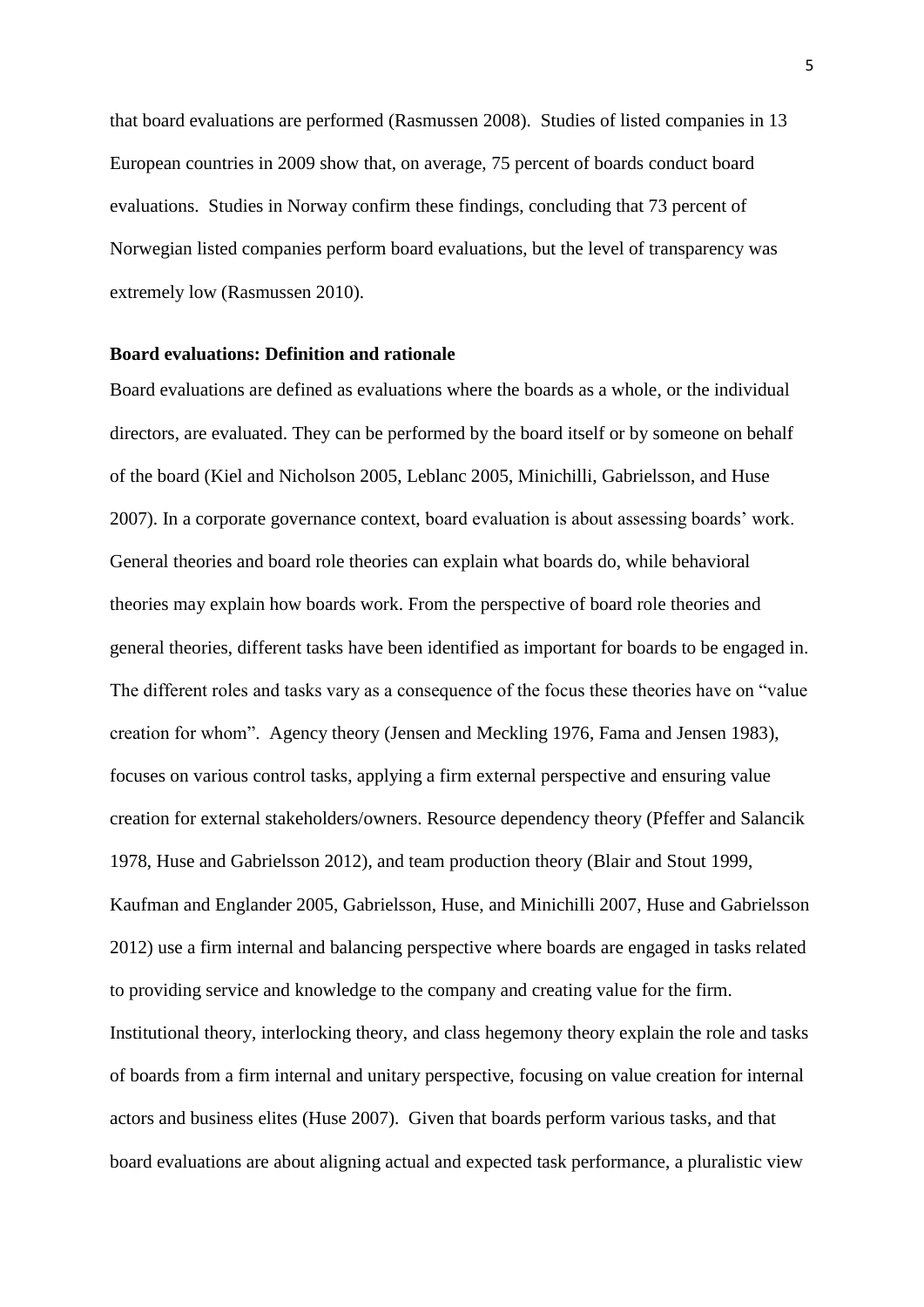that board evaluations are performed (Rasmussen 2008). Studies of listed companies in 13 European countries in 2009 show that, on average, 75 percent of boards conduct board evaluations. Studies in Norway confirm these findings, concluding that 73 percent of Norwegian listed companies perform board evaluations, but the level of transparency was extremely low (Rasmussen 2010).

**Board evaluations: Definition and rationale**

Board evaluations are defined as evaluations where the boards as a whole, or the individual directors, are evaluated. They can be performed by the board itself or by someone on behalf of the board (Kiel and Nicholson 2005, Leblanc 2005, Minichilli, Gabrielsson, and Huse 2007). In a corporate governance context, board evaluation is about assessing boards' work. General theories and board role theories can explain what boards do, while behavioral theories may explain how boards work. From the perspective of board role theories and general theories, different tasks have been identified as important for boards to be engaged in. The different roles and tasks vary as a consequence of the focus these theories have on "value creation for whom". Agency theory (Jensen and Meckling 1976, Fama and Jensen 1983), focuses on various control tasks, applying a firm external perspective and ensuring value creation for external stakeholders/owners. Resource dependency theory (Pfeffer and Salancik 1978, Huse and Gabrielsson 2012), and team production theory (Blair and Stout 1999, Kaufman and Englander 2005, Gabrielsson, Huse, and Minichilli 2007, Huse and Gabrielsson 2012) use a firm internal and balancing perspective where boards are engaged in tasks related to providing service and knowledge to the company and creating value for the firm. Institutional theory, interlocking theory, and class hegemony theory explain the role and tasks of boards from a firm internal and unitary perspective, focusing on value creation for internal actors and business elites (Huse 2007). Given that boards perform various tasks, and that board evaluations are about aligning actual and expected task performance, a pluralistic view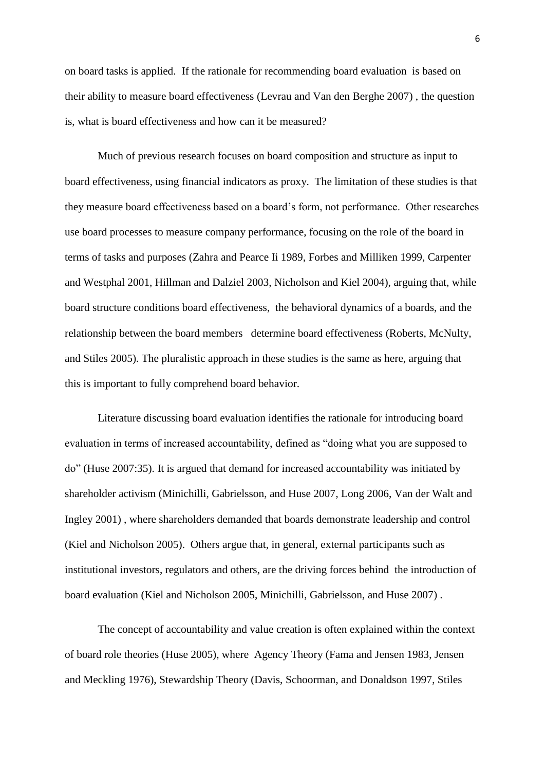on board tasks is applied. If the rationale for recommending board evaluation is based on their ability to measure board effectiveness (Levrau and Van den Berghe 2007) , the question is, what is board effectiveness and how can it be measured?

Much of previous research focuses on board composition and structure as input to board effectiveness, using financial indicators as proxy. The limitation of these studies is that they measure board effectiveness based on a board's form, not performance. Other researches use board processes to measure company performance, focusing on the role of the board in terms of tasks and purposes (Zahra and Pearce Ii 1989, Forbes and Milliken 1999, Carpenter and Westphal 2001, Hillman and Dalziel 2003, Nicholson and Kiel 2004), arguing that, while board structure conditions board effectiveness, the behavioral dynamics of a boards, and the relationship between the board members determine board effectiveness (Roberts, McNulty, and Stiles 2005). The pluralistic approach in these studies is the same as here, arguing that this is important to fully comprehend board behavior.

Literature discussing board evaluation identifies the rationale for introducing board evaluation in terms of increased accountability, defined as "doing what you are supposed to do" (Huse 2007:35). It is argued that demand for increased accountability was initiated by shareholder activism (Minichilli, Gabrielsson, and Huse 2007, Long 2006, Van der Walt and Ingley 2001) , where shareholders demanded that boards demonstrate leadership and control (Kiel and Nicholson 2005). Others argue that, in general, external participants such as institutional investors, regulators and others, are the driving forces behind the introduction of board evaluation (Kiel and Nicholson 2005, Minichilli, Gabrielsson, and Huse 2007) .

The concept of accountability and value creation is often explained within the context of board role theories (Huse 2005), where Agency Theory (Fama and Jensen 1983, Jensen and Meckling 1976), Stewardship Theory (Davis, Schoorman, and Donaldson 1997, Stiles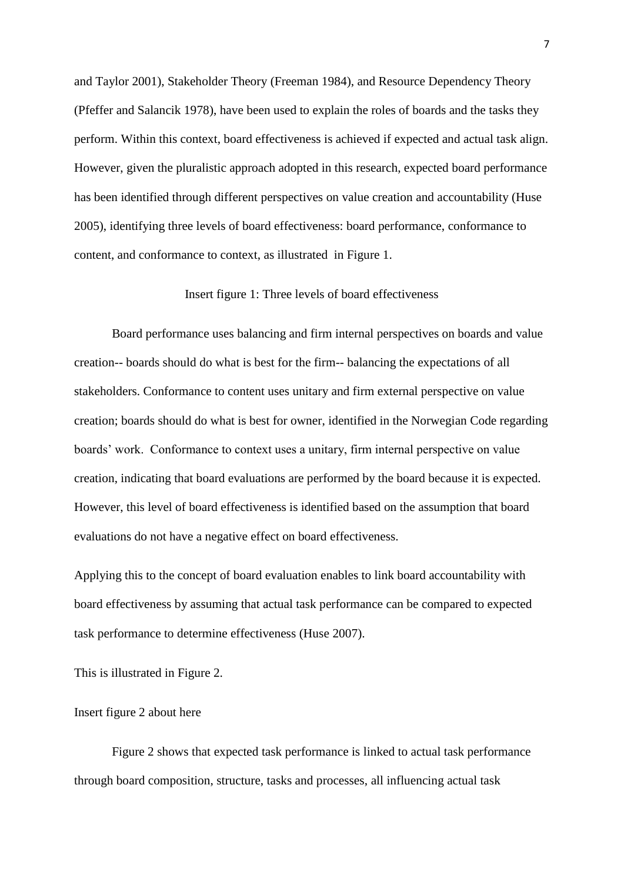and Taylor 2001), Stakeholder Theory (Freeman 1984), and Resource Dependency Theory (Pfeffer and Salancik 1978), have been used to explain the roles of boards and the tasks they perform. Within this context, board effectiveness is achieved if expected and actual task align. However, given the pluralistic approach adopted in this research, expected board performance has been identified through different perspectives on value creation and accountability (Huse 2005), identifying three levels of board effectiveness: board performance, conformance to content, and conformance to context, as illustrated in Figure 1.

Insert figure 1: Three levels of board effectiveness

Board performance uses balancing and firm internal perspectives on boards and value creation-- boards should do what is best for the firm-- balancing the expectations of all stakeholders. Conformance to content uses unitary and firm external perspective on value creation; boards should do what is best for owner, identified in the Norwegian Code regarding boards' work. Conformance to context uses a unitary, firm internal perspective on value creation, indicating that board evaluations are performed by the board because it is expected. However, this level of board effectiveness is identified based on the assumption that board evaluations do not have a negative effect on board effectiveness.

Applying this to the concept of board evaluation enables to link board accountability with board effectiveness by assuming that actual task performance can be compared to expected task performance to determine effectiveness (Huse 2007).

This is illustrated in Figure 2.

Insert figure 2 about here

Figure 2 shows that expected task performance is linked to actual task performance through board composition, structure, tasks and processes, all influencing actual task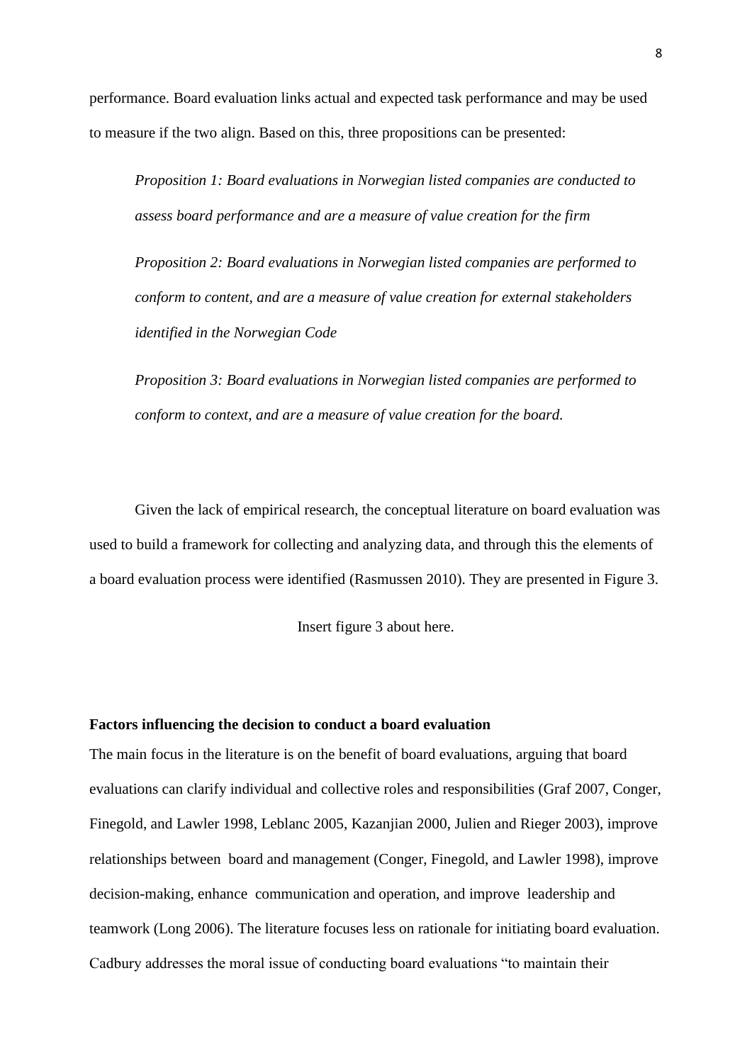performance. Board evaluation links actual and expected task performance and may be used to measure if the two align. Based on this, three propositions can be presented:

*Proposition 1: Board evaluations in Norwegian listed companies are conducted to assess board performance and are a measure of value creation for the firm*

*Proposition 2: Board evaluations in Norwegian listed companies are performed to conform to content, and are a measure of value creation for external stakeholders identified in the Norwegian Code*

*Proposition 3: Board evaluations in Norwegian listed companies are performed to conform to context, and are a measure of value creation for the board.*

Given the lack of empirical research, the conceptual literature on board evaluation was used to build a framework for collecting and analyzing data, and through this the elements of a board evaluation process were identified (Rasmussen 2010). They are presented in Figure 3.

Insert figure 3 about here.

**Factors influencing the decision to conduct a board evaluation**

The main focus in the literature is on the benefit of board evaluations, arguing that board evaluations can clarify individual and collective roles and responsibilities (Graf 2007, Conger, Finegold, and Lawler 1998, Leblanc 2005, Kazanjian 2000, Julien and Rieger 2003), improve relationships between board and management (Conger, Finegold, and Lawler 1998), improve decision-making, enhance communication and operation, and improve leadership and teamwork (Long 2006). The literature focuses less on rationale for initiating board evaluation. Cadbury addresses the moral issue of conducting board evaluations "to maintain their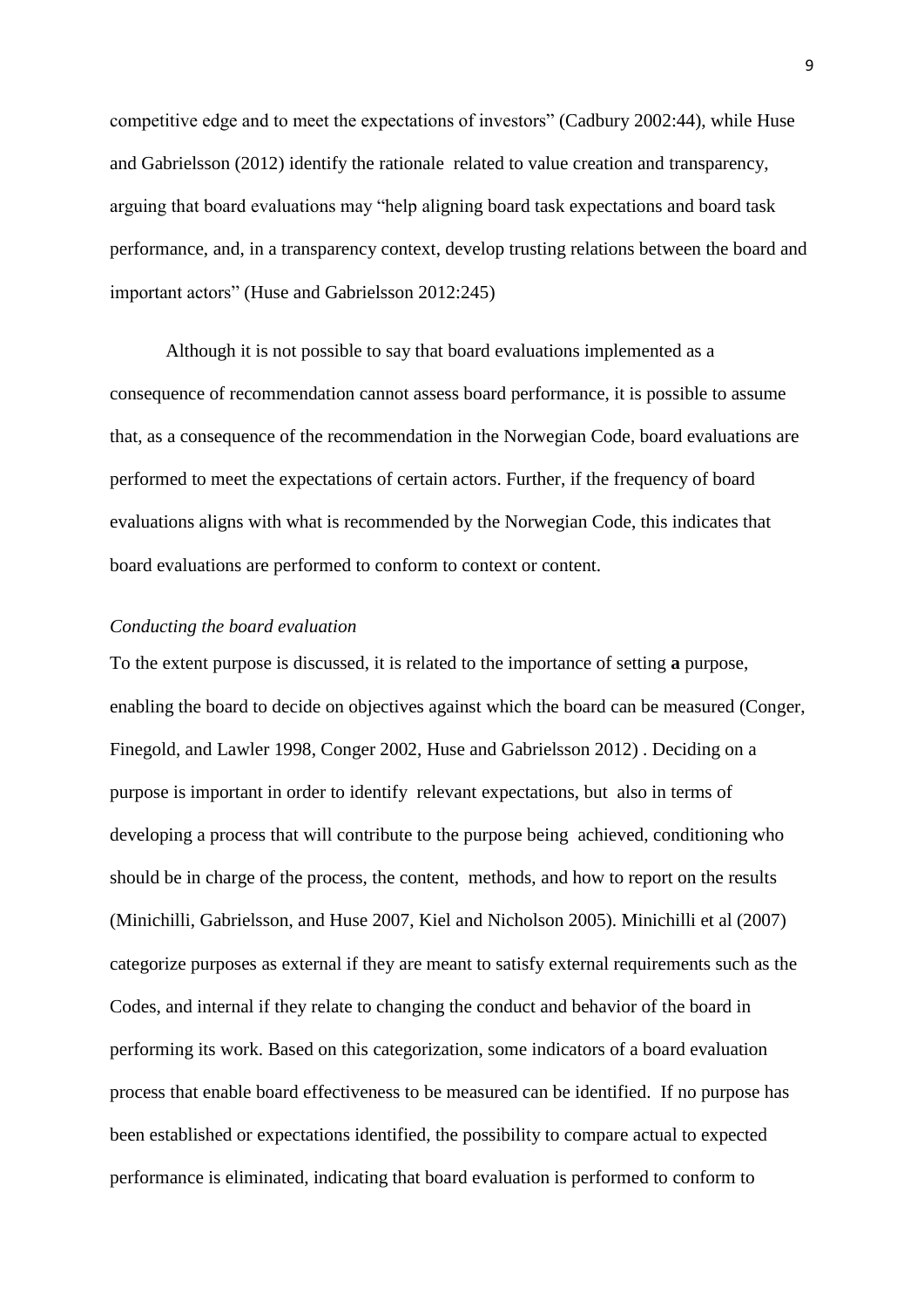competitive edge and to meet the expectations of investors" (Cadbury 2002:44), while Huse and Gabrielsson (2012) identify the rationale related to value creation and transparency, arguing that board evaluations may "help aligning board task expectations and board task performance, and, in a transparency context, develop trusting relations between the board and important actors" (Huse and Gabrielsson 2012:245)

Although it is not possible to say that board evaluations implemented as a consequence of recommendation cannot assess board performance, it is possible to assume that, as a consequence of the recommendation in the Norwegian Code, board evaluations are performed to meet the expectations of certain actors. Further, if the frequency of board evaluations aligns with what is recommended by the Norwegian Code, this indicates that board evaluations are performed to conform to context or content.

*Conducting the board evaluation*

To the extent purpose is discussed, it is related to the importance of setting **a** purpose, enabling the board to decide on objectives against which the board can be measured (Conger, Finegold, and Lawler 1998, Conger 2002, Huse and Gabrielsson 2012) . Deciding on a purpose is important in order to identify relevant expectations, but also in terms of developing a process that will contribute to the purpose being achieved, conditioning who should be in charge of the process, the content, methods, and how to report on the results (Minichilli, Gabrielsson, and Huse 2007, Kiel and Nicholson 2005). Minichilli et al (2007) categorize purposes as external if they are meant to satisfy external requirements such as the Codes, and internal if they relate to changing the conduct and behavior of the board in performing its work. Based on this categorization, some indicators of a board evaluation process that enable board effectiveness to be measured can be identified. If no purpose has been established or expectations identified, the possibility to compare actual to expected performance is eliminated, indicating that board evaluation is performed to conform to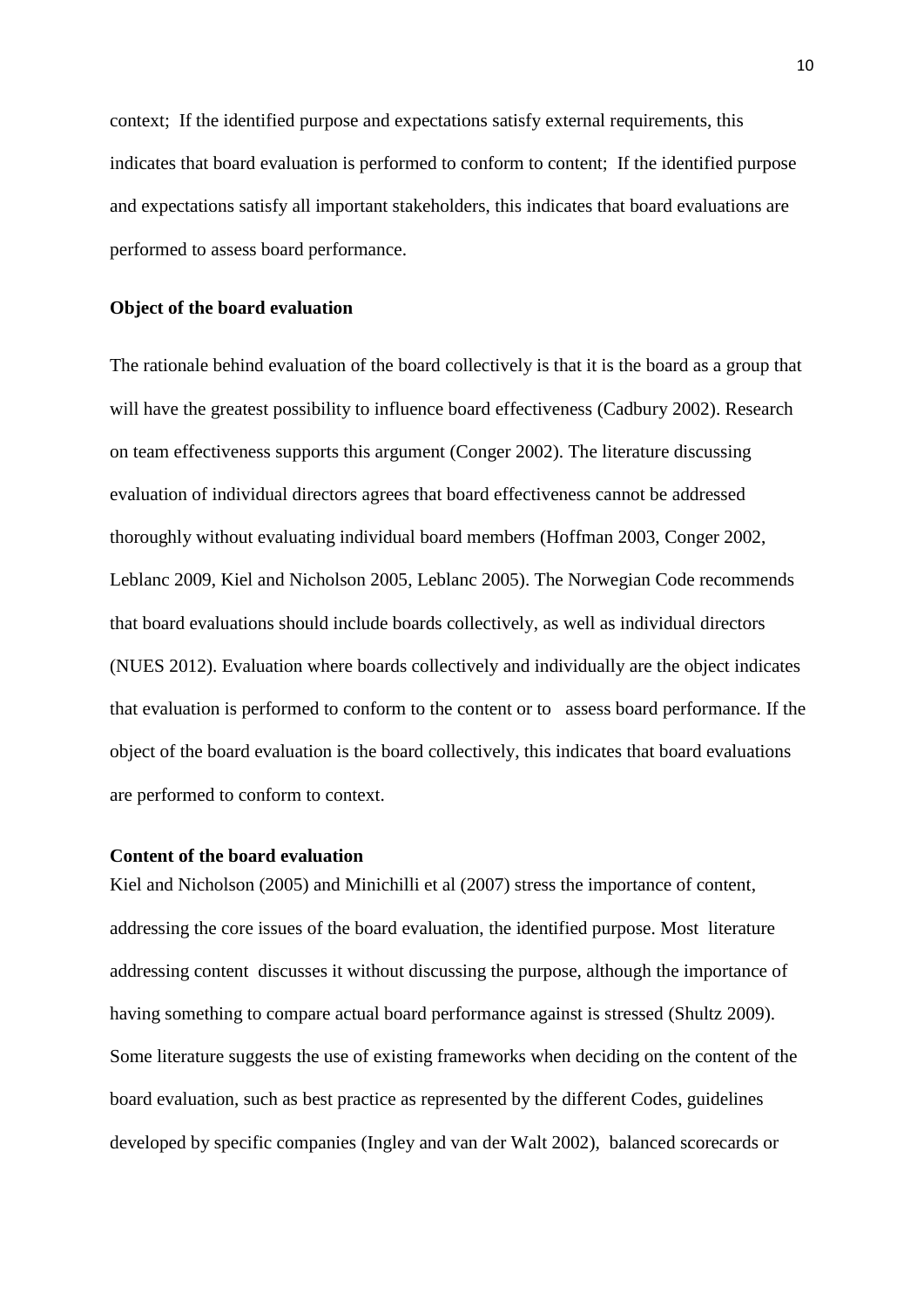context; If the identified purpose and expectations satisfy external requirements, this indicates that board evaluation is performed to conform to content; If the identified purpose and expectations satisfy all important stakeholders, this indicates that board evaluations are performed to assess board performance.

### Object of the board evaluation

The rationale behind evaluation of the board collectively is that it is the board as a group that will have the greatest possibility to influence board effectiveness (Cadbury 2002). Research on team effectiveness supports this argument (Conger 2002). The literature discussing evaluation of individual directors agrees that board effectiveness cannot be addressed thoroughly without evaluating individual board members (Hoffman 2003, Conger 2002, Leblanc 2009, Kiel and Nicholson 2005, Leblanc 2005). The Norwegian Code recommends that board evaluations should include boards collectively, as well as individual directors (NUES 2012). Evaluation where boards collectively and individually are the object indicates that evaluation is performed to conform to the content or to assess board performance. If the object of the board evaluation is the board collectively, this indicates that board evaluations are performed to conform to context.

### Content of the board evaluation

Kiel and Nicholson (2005) and Minichilli et al (2007) stress the importance of content, addressing the core issues of the board evaluation, the identified purpose. Most literature addressing content discusses it without discussing the purpose, although the importance of having something to compare actual board performance against is stressed (Shultz 2009). Some literature suggests the use of existing frameworks when deciding on the content of the board evaluation, such as best practice as represented by the different Codes, guidelines developed by specific companies (Ingley and van der Walt 2002), balanced scorecards or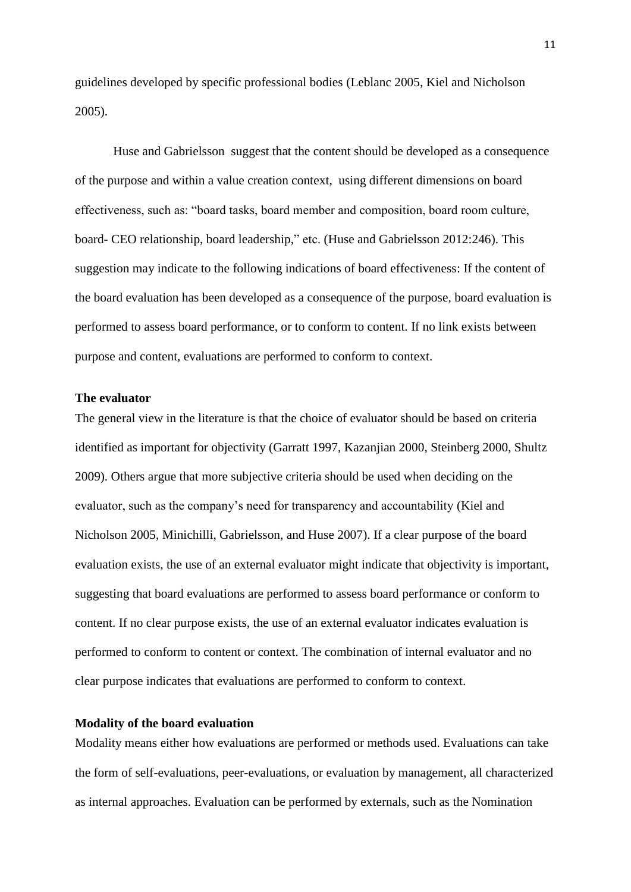guidelines developed by specific professional bodies (Leblanc 2005, Kiel and Nicholson 2005).

Huse and Gabrielsson suggest that the content should be developed as a consequence of the purpose and within a value creation context, using different dimensions on board effectiveness, such as: "board tasks, board member and composition, board room culture, board- CEO relationship, board leadership," etc. (Huse and Gabrielsson 2012:246). This suggestion may indicate to the following indications of board effectiveness: If the content of the board evaluation has been developed as a consequence of the purpose, board evaluation is performed to assess board performance, or to conform to content. If no link exists between purpose and content, evaluations are performed to conform to context.

**The evaluator**

The general view in the literature is that the choice of evaluator should be based on criteria identified as important for objectivity (Garratt 1997, Kazanjian 2000, Steinberg 2000, Shultz 2009). Others argue that more subjective criteria should be used when deciding on the evaluator, such as the company's need for transparency and accountability (Kiel and Nicholson 2005, Minichilli, Gabrielsson, and Huse 2007). If a clear purpose of the board evaluation exists, the use of an external evaluator might indicate that objectivity is important, suggesting that board evaluations are performed to assess board performance or conform to content. If no clear purpose exists, the use of an external evaluator indicates evaluation is performed to conform to content or context. The combination of internal evaluator and no clear purpose indicates that evaluations are performed to conform to context.

**Modality of the board evaluation**

Modality means either how evaluations are performed or methods used. Evaluations can take the form of self-evaluations, peer-evaluations, or evaluation by management, all characterized as internal approaches. Evaluation can be performed by externals, such as the Nomination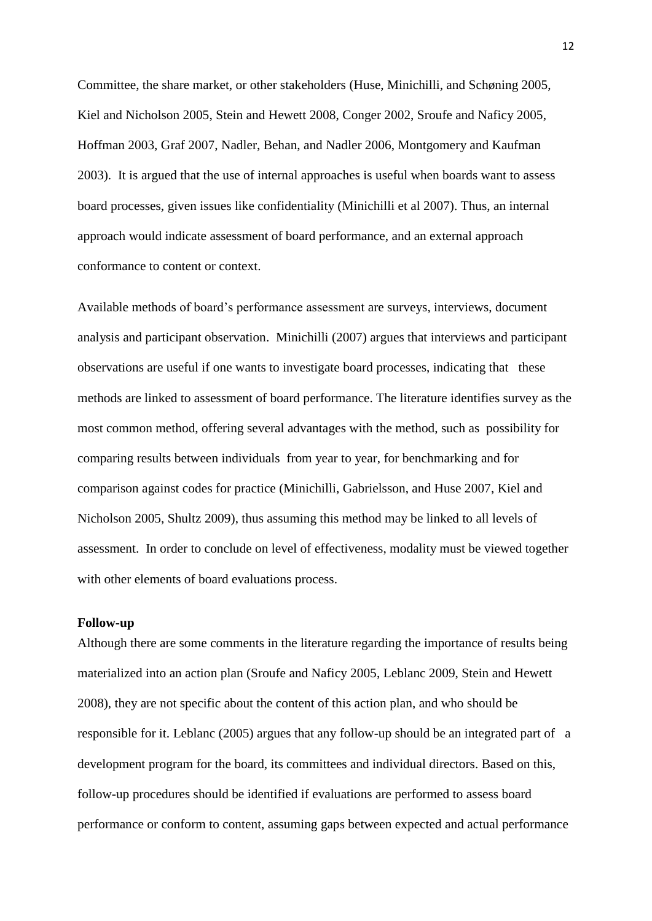Committee, the share market, or other stakeholders (Huse, Minichilli, and Schøning 2005, Kiel and Nicholson 2005, Stein and Hewett 2008, Conger 2002, Sroufe and Naficy 2005, Hoffman 2003, Graf 2007, Nadler, Behan, and Nadler 2006, Montgomery and Kaufman 2003). It is argued that the use of internal approaches is useful when boards want to assess board processes, given issues like confidentiality (Minichilli et al 2007). Thus, an internal approach would indicate assessment of board performance, and an external approach conformance to content or context.

Available methods of board's performance assessment are surveys, interviews, document analysis and participant observation. Minichilli (2007) argues that interviews and participant observations are useful if one wants to investigate board processes, indicating that these methods are linked to assessment of board performance. The literature identifies survey as the most common method, offering several advantages with the method, such as possibility for comparing results between individuals from year to year, for benchmarking and for comparison against codes for practice (Minichilli, Gabrielsson, and Huse 2007, Kiel and Nicholson 2005, Shultz 2009), thus assuming this method may be linked to all levels of assessment. In order to conclude on level of effectiveness, modality must be viewed together with other elements of board evaluations process.

**Follow-up**

Although there are some comments in the literature regarding the importance of results being materialized into an action plan (Sroufe and Naficy 2005, Leblanc 2009, Stein and Hewett 2008), they are not specific about the content of this action plan, and who should be responsible for it. Leblanc (2005) argues that any follow-up should be an integrated part of a development program for the board, its committees and individual directors. Based on this, follow-up procedures should be identified if evaluations are performed to assess board performance or conform to content, assuming gaps between expected and actual performance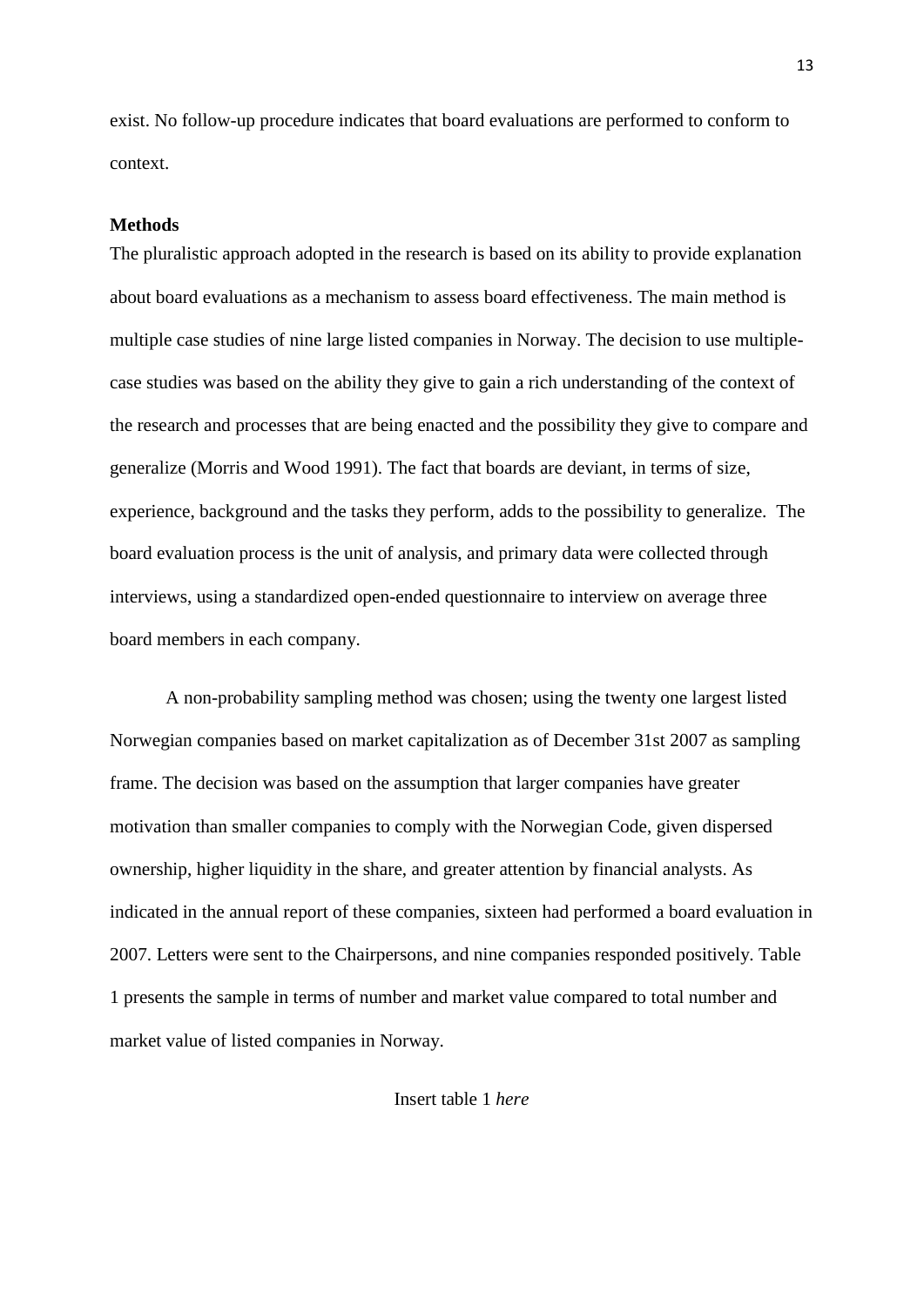exist. No follow-up procedure indicates that board evaluations are performed to conform to context.

**Methods**

The pluralistic approach adopted in the research is based on its ability to provide explanation about board evaluations as a mechanism to assess board effectiveness. The main method is multiple case studies of nine large listed companies in Norway. The decision to use multiple-case studies was based on the ability they give to gain a rich understanding of the context of the research and processes that are being enacted and the possibility they give to compare and generalize (Morris and Wood 1991). The fact that boards are deviant, in terms of size, experience, background and the tasks they perform, adds to the possibility to generalize. The board evaluation process is the unit of analysis, and primary data were collected through interviews, using a standardized open-ended questionnaire to interview on average three board members in each company.

A non-probability sampling method was chosen; using the twenty one largest listed Norwegian companies based on market capitalization as of December 31st 2007 as sampling frame. The decision was based on the assumption that larger companies have greater motivation than smaller companies to comply with the Norwegian Code, given dispersed ownership, higher liquidity in the share, and greater attention by financial analysts. As indicated in the annual report of these companies, sixteen had performed a board evaluation in 2007. Letters were sent to the Chairpersons, and nine companies responded positively. Table 1 presents the sample in terms of number and market value compared to total number and market value of listed companies in Norway.

Insert table 1 *here*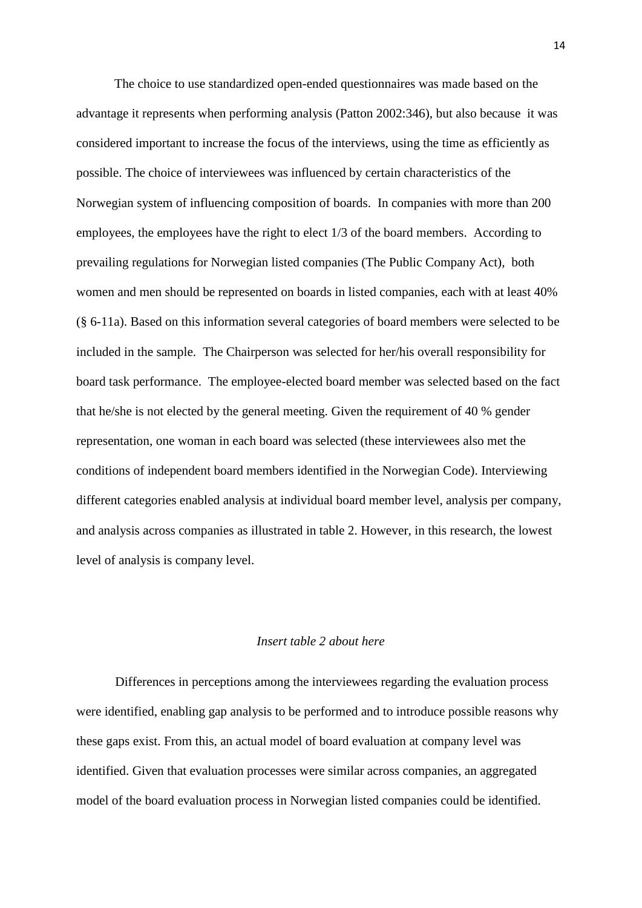The choice to use standardized open-ended questionnaires was made based on the advantage it represents when performing analysis (Patton 2002:346), but also because it was considered important to increase the focus of the interviews, using the time as efficiently as possible. The choice of interviewees was influenced by certain characteristics of the Norwegian system of influencing composition of boards. In companies with more than 200 employees, the employees have the right to elect 1/3 of the board members. According to prevailing regulations for Norwegian listed companies (The Public Company Act), both women and men should be represented on boards in listed companies, each with at least 40% (§ 6-11a). Based on this information several categories of board members were selected to be included in the sample. The Chairperson was selected for her/his overall responsibility for board task performance. The employee-elected board member was selected based on the fact that he/she is not elected by the general meeting. Given the requirement of 40 % gender representation, one woman in each board was selected (these interviewees also met the conditions of independent board members identified in the Norwegian Code). Interviewing different categories enabled analysis at individual board member level, analysis per company, and analysis across companies as illustrated in table 2. However, in this research, the lowest level of analysis is company level.

*Insert table 2 about here*

Differences in perceptions among the interviewees regarding the evaluation process were identified, enabling gap analysis to be performed and to introduce possible reasons why these gaps exist. From this, an actual model of board evaluation at company level was identified. Given that evaluation processes were similar across companies, an aggregated model of the board evaluation process in Norwegian listed companies could be identified.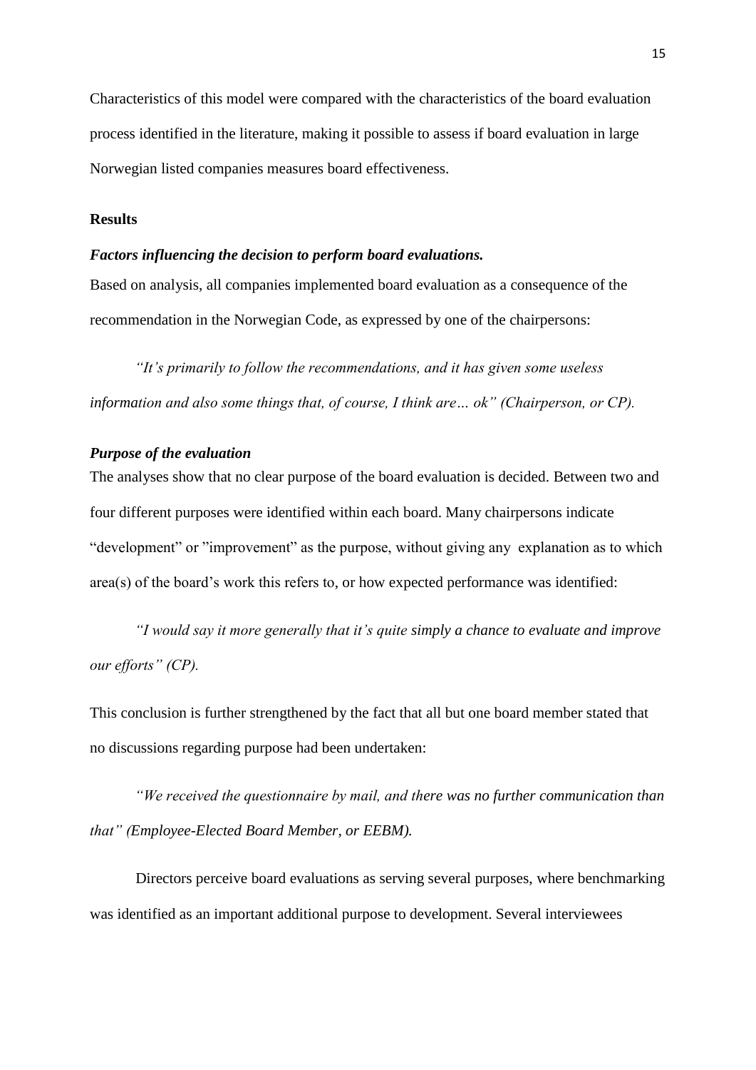Characteristics of this model were compared with the characteristics of the board evaluation process identified in the literature, making it possible to assess if board evaluation in large Norwegian listed companies measures board effectiveness.

## Results

### *Factors influencing the decision to perform board evaluations.*

Based on analysis, all companies implemented board evaluation as a consequence of the recommendation in the Norwegian Code, as expressed by one of the chairpersons:

*"It's primarily to follow the recommendations, and it has given some useless information and also some things that, of course, I think are… ok" (Chairperson, or CP).*

### *Purpose of the evaluation*

The analyses show that no clear purpose of the board evaluation is decided. Between two and four different purposes were identified within each board. Many chairpersons indicate "development" or "improvement" as the purpose, without giving any explanation as to which area(s) of the board's work this refers to, or how expected performance was identified:

*"I would say it more generally that it's quite simply a chance to evaluate and improve our efforts" (CP).*

This conclusion is further strengthened by the fact that all but one board member stated that no discussions regarding purpose had been undertaken:

*"We received the questionnaire by mail, and there was no further communication than that" (Employee-Elected Board Member, or EEBM).*

Directors perceive board evaluations as serving several purposes, where benchmarking was identified as an important additional purpose to development. Several interviewees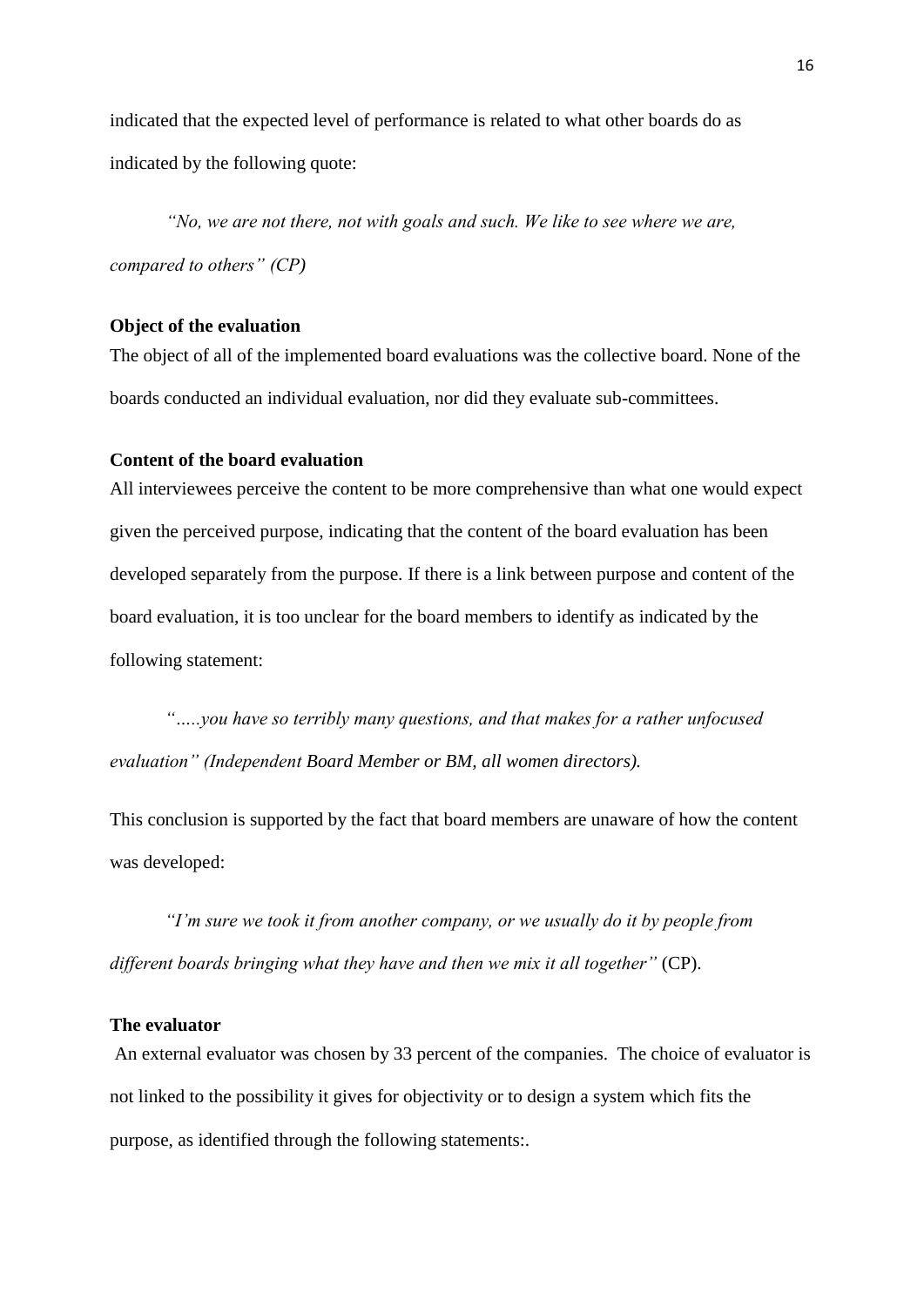indicated that the expected level of performance is related to what other boards do as indicated by the following quote:

> *"No, we are not there, not with goals and such. We like to see where we are, compared to others" (CP)*

**Object of the evaluation**

The object of all of the implemented board evaluations was the collective board. None of the boards conducted an individual evaluation, nor did they evaluate sub-committees.

**Content of the board evaluation**

All interviewees perceive the content to be more comprehensive than what one would expect given the perceived purpose, indicating that the content of the board evaluation has been developed separately from the purpose. If there is a link between purpose and content of the board evaluation, it is too unclear for the board members to identify as indicated by the following statement:

> *"…..you have so terribly many questions, and that makes for a rather unfocused evaluation" (Independent Board Member or BM, all women directors).*

This conclusion is supported by the fact that board members are unaware of how the content was developed:

> *"I'm sure we took it from another company, or we usually do it by people from different boards bringing what they have and then we mix it all together"* (CP).

**The evaluator**

An external evaluator was chosen by 33 percent of the companies. The choice of evaluator is not linked to the possibility it gives for objectivity or to design a system which fits the purpose, as identified through the following statements:.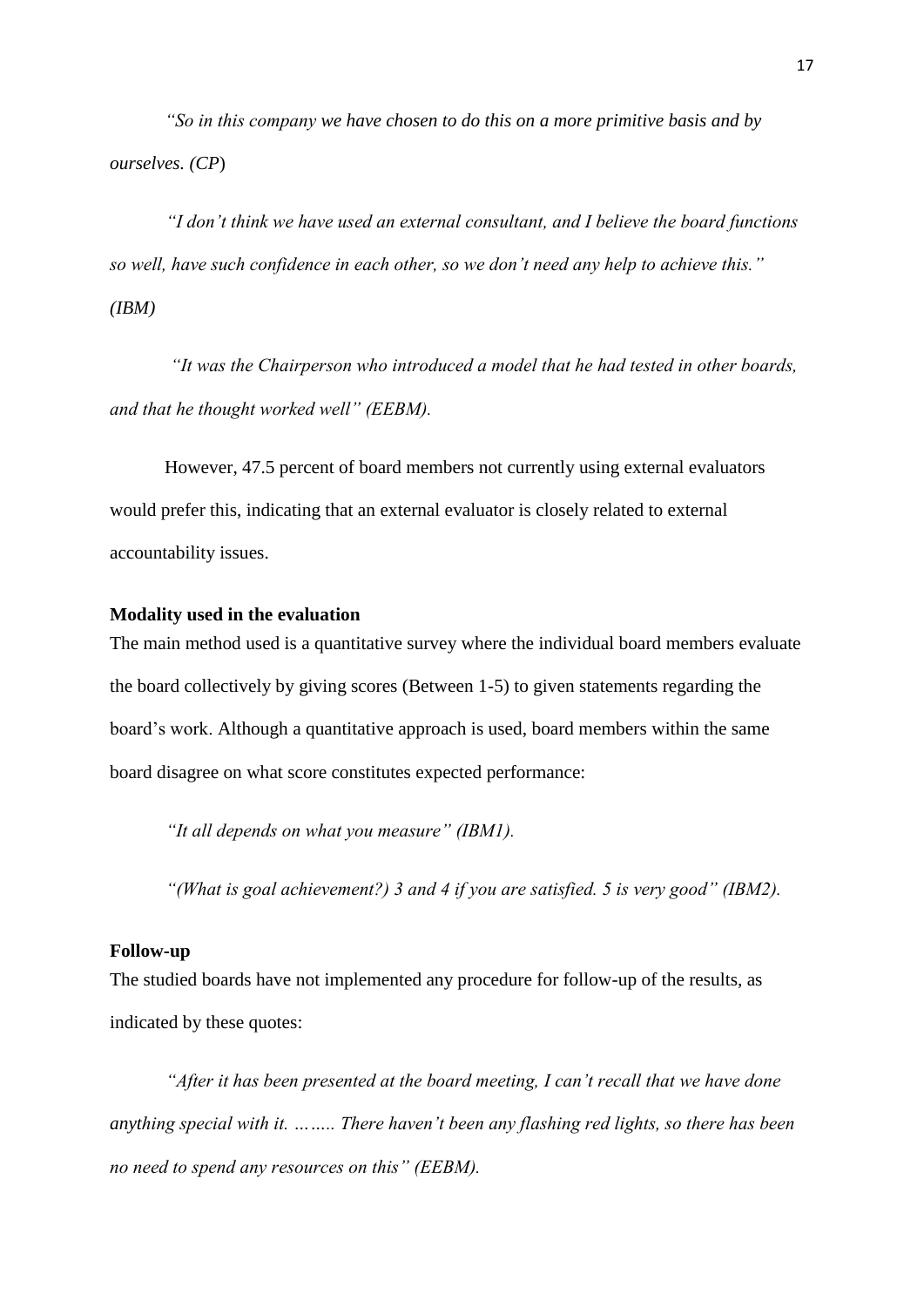*"So in this company we have chosen to do this on a more primitive basis and by ourselves. (CP*)

*"I don't think we have used an external consultant, and I believe the board functions so well, have such confidence in each other, so we don't need any help to achieve this." (IBM)*

*"It was the Chairperson who introduced a model that he had tested in other boards, and that he thought worked well" (EEBM).*

However, 47.5 percent of board members not currently using external evaluators would prefer this, indicating that an external evaluator is closely related to external accountability issues.

**Modality used in the evaluation**

The main method used is a quantitative survey where the individual board members evaluate the board collectively by giving scores (Between 1-5) to given statements regarding the board's work. Although a quantitative approach is used, board members within the same board disagree on what score constitutes expected performance:

*"It all depends on what you measure" (IBM1).*

*"(What is goal achievement?) 3 and 4 if you are satisfied. 5 is very good" (IBM2).*

**Follow-up**

The studied boards have not implemented any procedure for follow-up of the results, as indicated by these quotes:

*"After it has been presented at the board meeting, I can't recall that we have done anything special with it. …….. There haven't been any flashing red lights, so there has been no need to spend any resources on this" (EEBM).*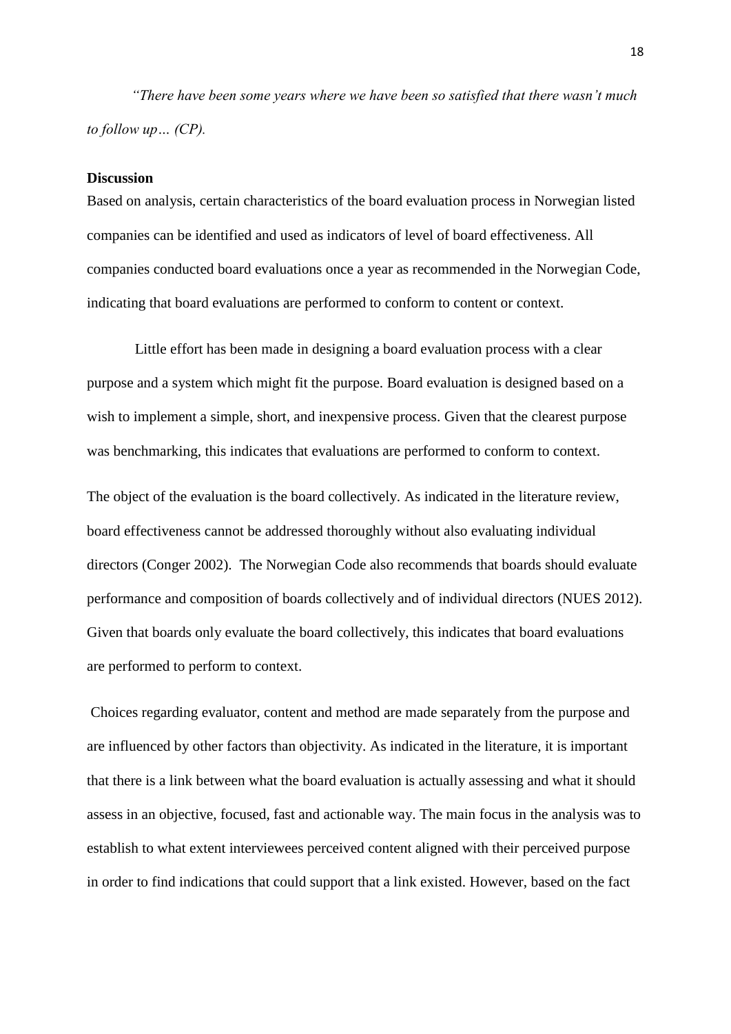*"There have been some years where we have been so satisfied that there wasn't much to follow up… (CP).*

**Discussion**

Based on analysis, certain characteristics of the board evaluation process in Norwegian listed companies can be identified and used as indicators of level of board effectiveness. All companies conducted board evaluations once a year as recommended in the Norwegian Code, indicating that board evaluations are performed to conform to content or context.

Little effort has been made in designing a board evaluation process with a clear purpose and a system which might fit the purpose. Board evaluation is designed based on a wish to implement a simple, short, and inexpensive process. Given that the clearest purpose was benchmarking, this indicates that evaluations are performed to conform to context.

The object of the evaluation is the board collectively. As indicated in the literature review, board effectiveness cannot be addressed thoroughly without also evaluating individual directors (Conger 2002). The Norwegian Code also recommends that boards should evaluate performance and composition of boards collectively and of individual directors (NUES 2012). Given that boards only evaluate the board collectively, this indicates that board evaluations are performed to perform to context.

Choices regarding evaluator, content and method are made separately from the purpose and are influenced by other factors than objectivity. As indicated in the literature, it is important that there is a link between what the board evaluation is actually assessing and what it should assess in an objective, focused, fast and actionable way. The main focus in the analysis was to establish to what extent interviewees perceived content aligned with their perceived purpose in order to find indications that could support that a link existed. However, based on the fact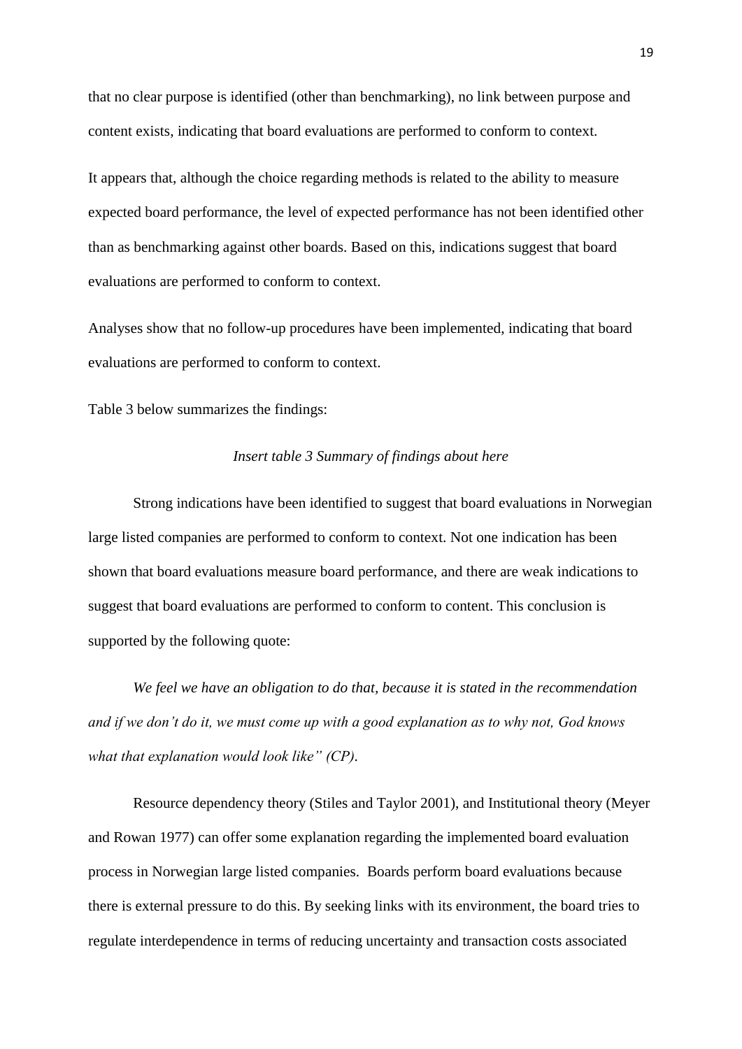that no clear purpose is identified (other than benchmarking), no link between purpose and content exists, indicating that board evaluations are performed to conform to context.

It appears that, although the choice regarding methods is related to the ability to measure expected board performance, the level of expected performance has not been identified other than as benchmarking against other boards. Based on this, indications suggest that board evaluations are performed to conform to context.

Analyses show that no follow-up procedures have been implemented, indicating that board evaluations are performed to conform to context.

Table 3 below summarizes the findings:

*Insert table 3 Summary of findings about here*

Strong indications have been identified to suggest that board evaluations in Norwegian large listed companies are performed to conform to context. Not one indication has been shown that board evaluations measure board performance, and there are weak indications to suggest that board evaluations are performed to conform to content. This conclusion is supported by the following quote:

*We feel we have an obligation to do that, because it is stated in the recommendation and if we don't do it, we must come up with a good explanation as to why not, God knows what that explanation would look like" (CP).*

Resource dependency theory (Stiles and Taylor 2001), and Institutional theory (Meyer and Rowan 1977) can offer some explanation regarding the implemented board evaluation process in Norwegian large listed companies. Boards perform board evaluations because there is external pressure to do this. By seeking links with its environment, the board tries to regulate interdependence in terms of reducing uncertainty and transaction costs associated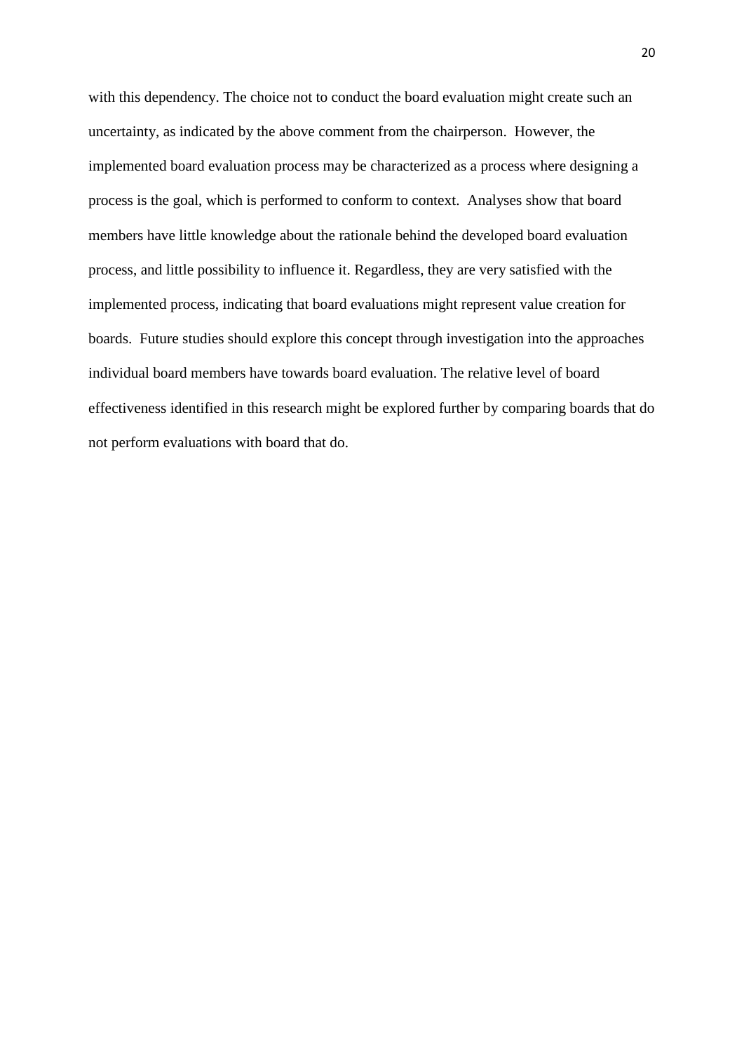with this dependency. The choice not to conduct the board evaluation might create such an uncertainty, as indicated by the above comment from the chairperson. However, the implemented board evaluation process may be characterized as a process where designing a process is the goal, which is performed to conform to context. Analyses show that board members have little knowledge about the rationale behind the developed board evaluation process, and little possibility to influence it. Regardless, they are very satisfied with the implemented process, indicating that board evaluations might represent value creation for boards. Future studies should explore this concept through investigation into the approaches individual board members have towards board evaluation. The relative level of board effectiveness identified in this research might be explored further by comparing boards that do not perform evaluations with board that do.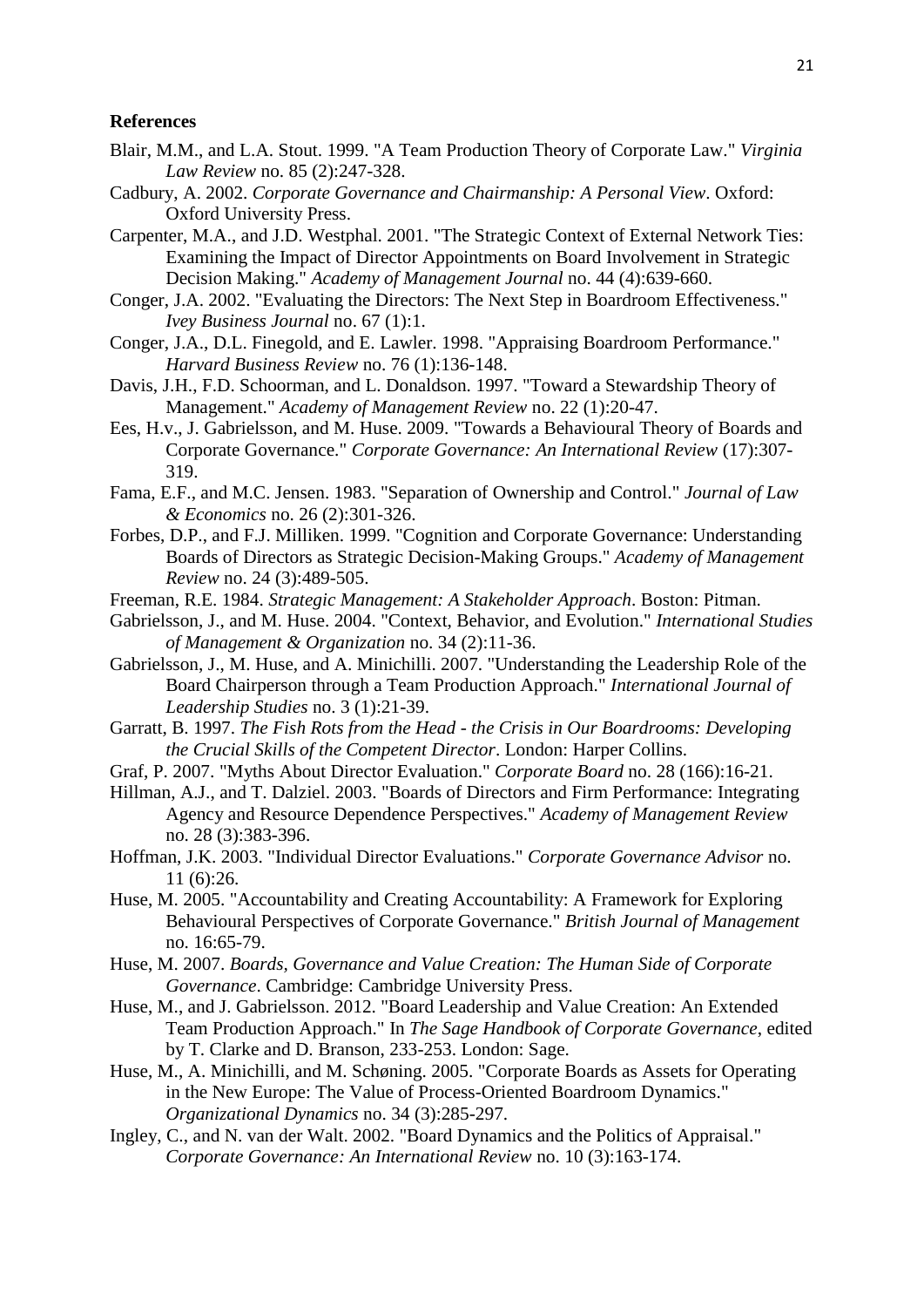**References**

Blair, M.M., and L.A. Stout. 1999. "A Team Production Theory of Corporate Law." *Virginia Law Review* no. 85 (2):247-328.

Cadbury, A. 2002. *Corporate Governance and Chairmanship: A Personal View*. Oxford: Oxford University Press.

Carpenter, M.A., and J.D. Westphal. 2001. "The Strategic Context of External Network Ties: Examining the Impact of Director Appointments on Board Involvement in Strategic Decision Making." *Academy of Management Journal* no. 44 (4):639-660.

Conger, J.A. 2002. "Evaluating the Directors: The Next Step in Boardroom Effectiveness." *Ivey Business Journal* no. 67 (1):1.

Conger, J.A., D.L. Finegold, and E. Lawler. 1998. "Appraising Boardroom Performance." *Harvard Business Review* no. 76 (1):136-148.

Davis, J.H., F.D. Schoorman, and L. Donaldson. 1997. "Toward a Stewardship Theory of Management." *Academy of Management Review* no. 22 (1):20-47.

Ees, H.v., J. Gabrielsson, and M. Huse. 2009. "Towards a Behavioural Theory of Boards and Corporate Governance." *Corporate Governance: An International Review* (17):307-319.

Fama, E.F., and M.C. Jensen. 1983. "Separation of Ownership and Control." *Journal of Law & Economics* no. 26 (2):301-326.

Forbes, D.P., and F.J. Milliken. 1999. "Cognition and Corporate Governance: Understanding Boards of Directors as Strategic Decision-Making Groups." *Academy of Management Review* no. 24 (3):489-505.

Freeman, R.E. 1984. *Strategic Management: A Stakeholder Approach*. Boston: Pitman.

Gabrielsson, J., and M. Huse. 2004. "Context, Behavior, and Evolution." *International Studies of Management & Organization* no. 34 (2):11-36.

Gabrielsson, J., M. Huse, and A. Minichilli. 2007. "Understanding the Leadership Role of the Board Chairperson through a Team Production Approach." *International Journal of Leadership Studies* no. 3 (1):21-39.

Garratt, B. 1997. *The Fish Rots from the Head - the Crisis in Our Boardrooms: Developing the Crucial Skills of the Competent Director*. London: Harper Collins.

Graf, P. 2007. "Myths About Director Evaluation." *Corporate Board* no. 28 (166):16-21.

Hillman, A.J., and T. Dalziel. 2003. "Boards of Directors and Firm Performance: Integrating Agency and Resource Dependence Perspectives." *Academy of Management Review* no. 28 (3):383-396.

Hoffman, J.K. 2003. "Individual Director Evaluations." *Corporate Governance Advisor* no. 11 (6):26.

Huse, M. 2005. "Accountability and Creating Accountability: A Framework for Exploring Behavioural Perspectives of Corporate Governance." *British Journal of Management* no. 16:65-79.

Huse, M. 2007. *Boards, Governance and Value Creation: The Human Side of Corporate Governance*. Cambridge: Cambridge University Press.

Huse, M., and J. Gabrielsson. 2012. "Board Leadership and Value Creation: An Extended Team Production Approach." In *The Sage Handbook of Corporate Governance*, edited by T. Clarke and D. Branson, 233-253. London: Sage.

Huse, M., A. Minichilli, and M. Schøning. 2005. "Corporate Boards as Assets for Operating in the New Europe: The Value of Process-Oriented Boardroom Dynamics." *Organizational Dynamics* no. 34 (3):285-297.

Ingley, C., and N. van der Walt. 2002. "Board Dynamics and the Politics of Appraisal." *Corporate Governance: An International Review* no. 10 (3):163-174.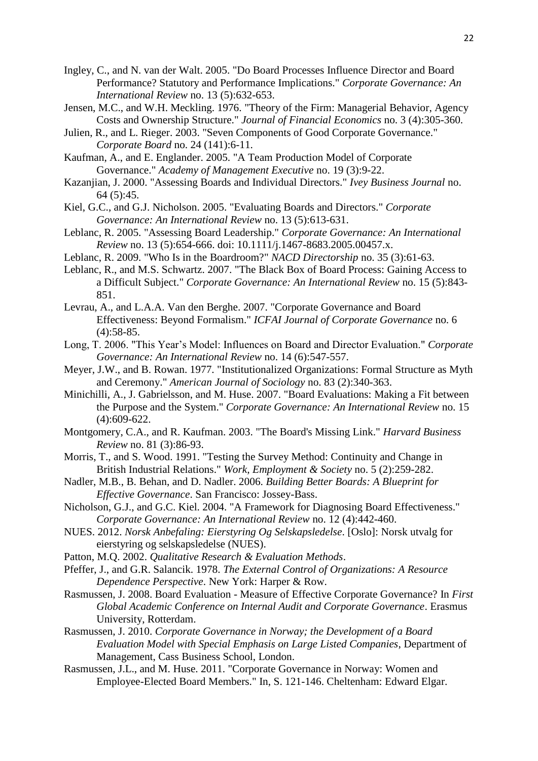Ingley, C., and N. van der Walt. 2005. "Do Board Processes Influence Director and Board Performance? Statutory and Performance Implications." *Corporate Governance: An International Review* no. 13 (5):632-653.

Jensen, M.C., and W.H. Meckling. 1976. "Theory of the Firm: Managerial Behavior, Agency Costs and Ownership Structure." *Journal of Financial Economics* no. 3 (4):305-360.

Julien, R., and L. Rieger. 2003. "Seven Components of Good Corporate Governance." *Corporate Board* no. 24 (141):6-11.

Kaufman, A., and E. Englander. 2005. "A Team Production Model of Corporate Governance." *Academy of Management Executive* no. 19 (3):9-22.

Kazanjian, J. 2000. "Assessing Boards and Individual Directors." *Ivey Business Journal* no. 64 (5):45.

Kiel, G.C., and G.J. Nicholson. 2005. "Evaluating Boards and Directors." *Corporate Governance: An International Review* no. 13 (5):613-631.

Leblanc, R. 2005. "Assessing Board Leadership." *Corporate Governance: An International Review* no. 13 (5):654-666. doi: 10.1111/j.1467-8683.2005.00457.x.

Leblanc, R. 2009. "Who Is in the Boardroom?" *NACD Directorship* no. 35 (3):61-63.

Leblanc, R., and M.S. Schwartz. 2007. "The Black Box of Board Process: Gaining Access to a Difficult Subject." *Corporate Governance: An International Review* no. 15 (5):843-851.

Levrau, A., and L.A.A. Van den Berghe. 2007. "Corporate Governance and Board Effectiveness: Beyond Formalism." *ICFAI Journal of Corporate Governance* no. 6 (4):58-85.

Long, T. 2006. "This Year's Model: Influences on Board and Director Evaluation." *Corporate Governance: An International Review* no. 14 (6):547-557.

Meyer, J.W., and B. Rowan. 1977. "Institutionalized Organizations: Formal Structure as Myth and Ceremony." *American Journal of Sociology* no. 83 (2):340-363.

Minichilli, A., J. Gabrielsson, and M. Huse. 2007. "Board Evaluations: Making a Fit between the Purpose and the System." *Corporate Governance: An International Review* no. 15 (4):609-622.

Montgomery, C.A., and R. Kaufman. 2003. "The Board's Missing Link." *Harvard Business Review* no. 81 (3):86-93.

Morris, T., and S. Wood. 1991. "Testing the Survey Method: Continuity and Change in British Industrial Relations." *Work, Employment & Society* no. 5 (2):259-282.

Nadler, M.B., B. Behan, and D. Nadler. 2006. *Building Better Boards: A Blueprint for Effective Governance*. San Francisco: Jossey-Bass.

Nicholson, G.J., and G.C. Kiel. 2004. "A Framework for Diagnosing Board Effectiveness." *Corporate Governance: An International Review* no. 12 (4):442-460.

NUES. 2012. *Norsk Anbefaling: Eierstyring Og Selskapsledelse*. [Oslo]: Norsk utvalg for eierstyring og selskapsledelse (NUES).

Patton, M.Q. 2002. *Qualitative Research & Evaluation Methods*.

Pfeffer, J., and G.R. Salancik. 1978. *The External Control of Organizations: A Resource Dependence Perspective*. New York: Harper & Row.

Rasmussen, J. 2008. Board Evaluation - Measure of Effective Corporate Governance? In *First Global Academic Conference on Internal Audit and Corporate Governance*. Erasmus University, Rotterdam.

Rasmussen, J. 2010. *Corporate Governance in Norway; the Development of a Board Evaluation Model with Special Emphasis on Large Listed Companies*, Department of Management, Cass Business School, London.

Rasmussen, J.L., and M. Huse. 2011. "Corporate Governance in Norway: Women and Employee-Elected Board Members." In, S. 121-146. Cheltenham: Edward Elgar.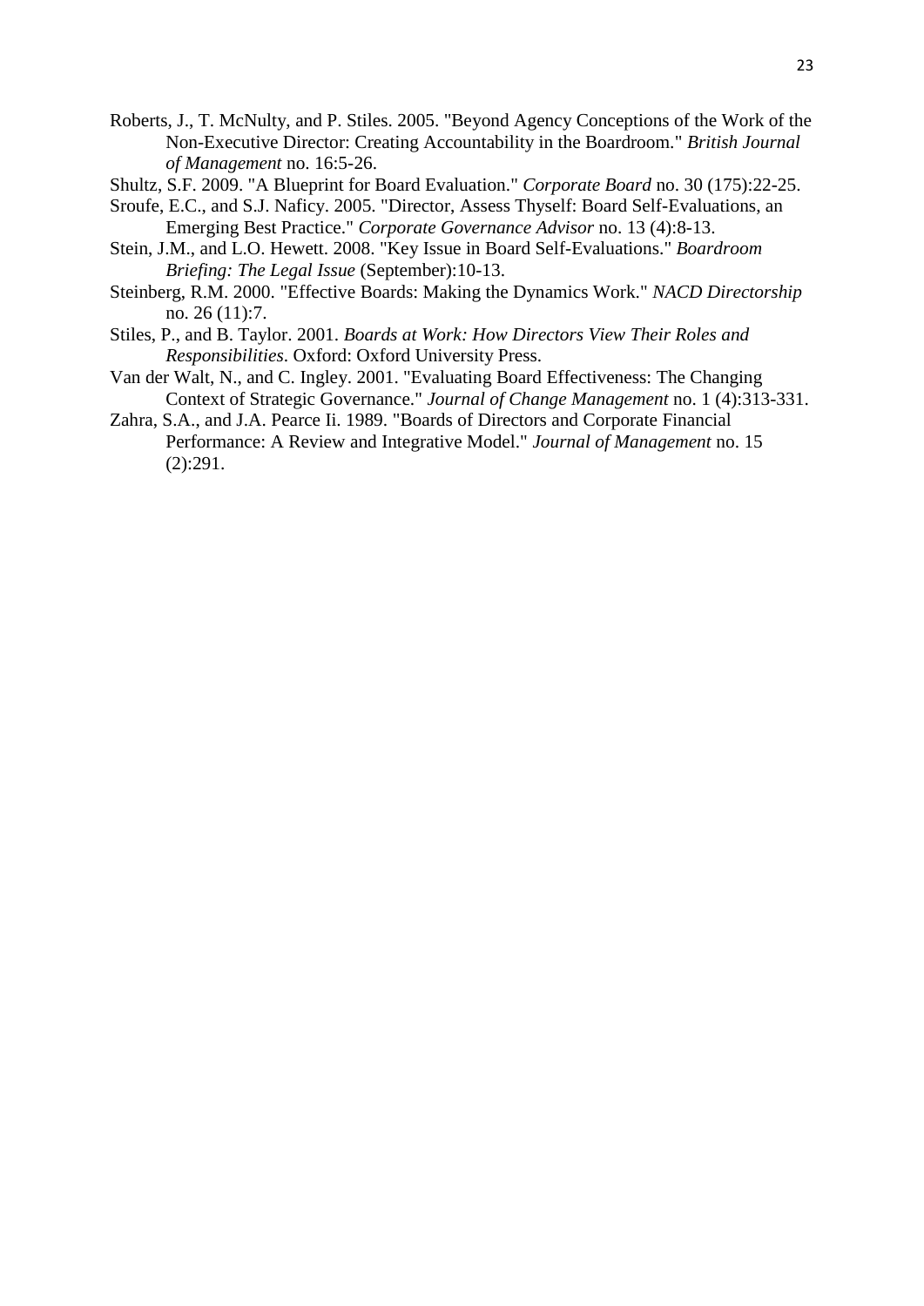Roberts, J., T. McNulty, and P. Stiles. 2005. "Beyond Agency Conceptions of the Work of the Non-Executive Director: Creating Accountability in the Boardroom." *British Journal of Management* no. 16:5-26.

Shultz, S.F. 2009. "A Blueprint for Board Evaluation." *Corporate Board* no. 30 (175):22-25.

Sroufe, E.C., and S.J. Naficy. 2005. "Director, Assess Thyself: Board Self-Evaluations, an Emerging Best Practice." *Corporate Governance Advisor* no. 13 (4):8-13.

Stein, J.M., and L.O. Hewett. 2008. "Key Issue in Board Self-Evaluations." *Boardroom Briefing: The Legal Issue* (September):10-13.

Steinberg, R.M. 2000. "Effective Boards: Making the Dynamics Work." *NACD Directorship* no. 26 (11):7.

Stiles, P., and B. Taylor. 2001. *Boards at Work: How Directors View Their Roles and Responsibilities*. Oxford: Oxford University Press.

Van der Walt, N., and C. Ingley. 2001. "Evaluating Board Effectiveness: The Changing Context of Strategic Governance." *Journal of Change Management* no. 1 (4):313-331.

Zahra, S.A., and J.A. Pearce Ii. 1989. "Boards of Directors and Corporate Financial Performance: A Review and Integrative Model." *Journal of Management* no. 15 (2):291.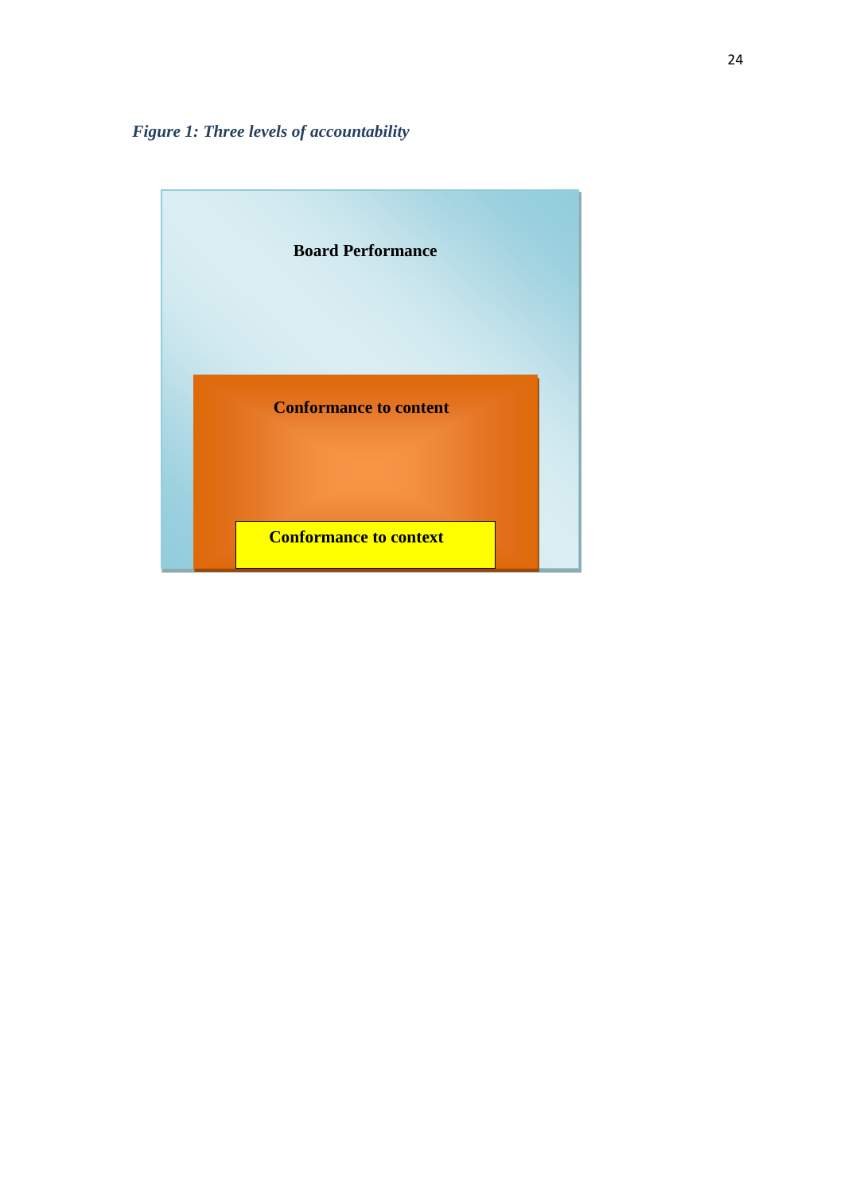*Figure 1: Three levels of accountability*

**Board Performance**

**Conformance to content**

**Conformance to context**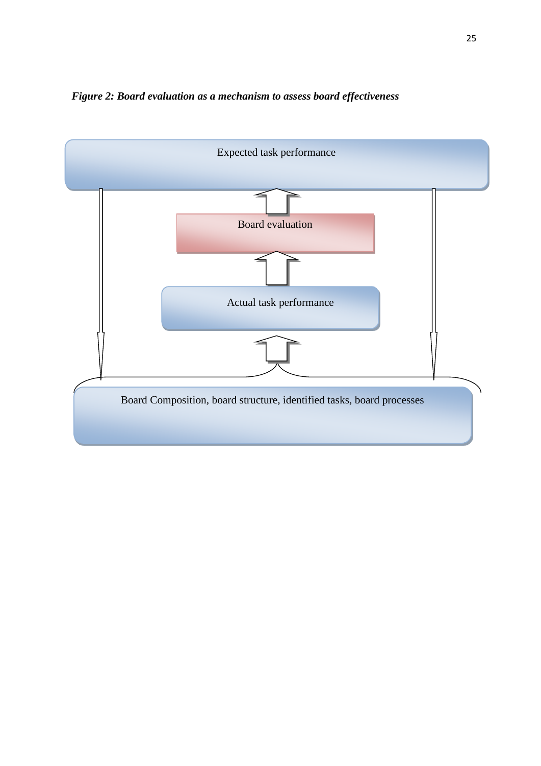***Figure 2: Board evaluation as a mechanism to assess board effectiveness***

Expected task performance

Board evaluation

Actual task performance

Board Composition, board structure, identified tasks, board processes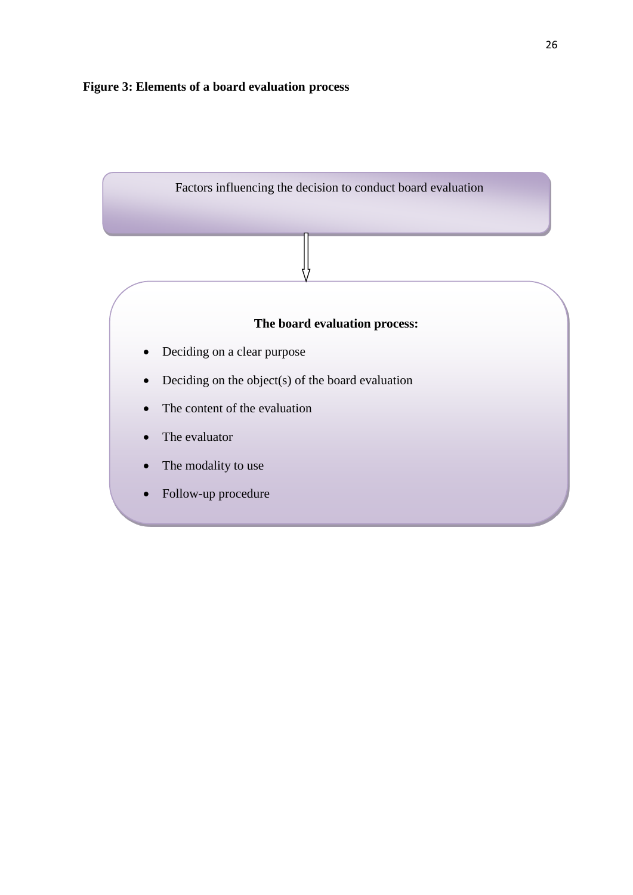**Figure 3: Elements of a board evaluation process**

Factors influencing the decision to conduct board evaluation

↓

**The board evaluation process:**

- Deciding on a clear purpose
- Deciding on the object(s) of the board evaluation
- The content of the evaluation
- The evaluator
- The modality to use
- Follow-up procedure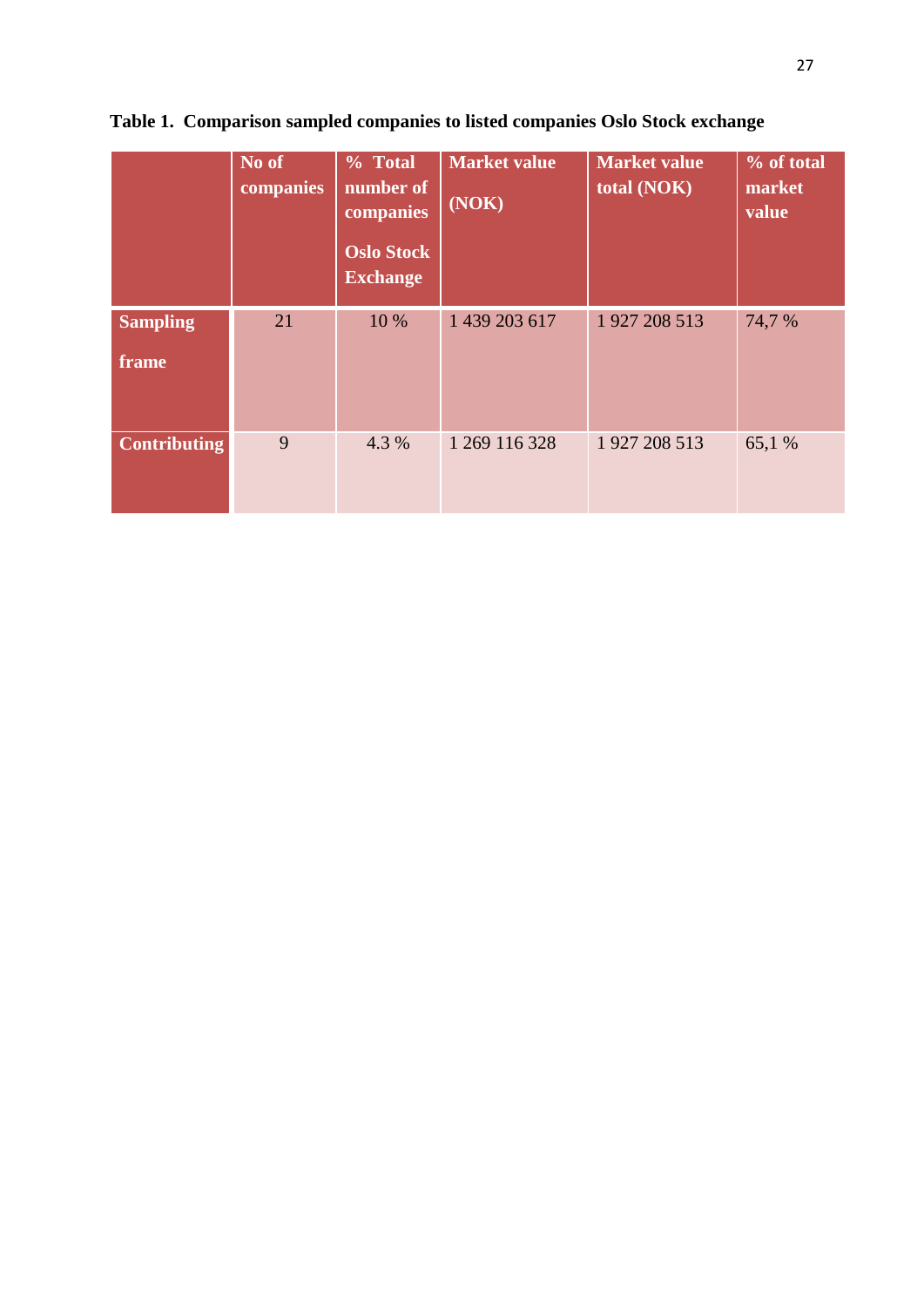**Table 1. Comparison sampled companies to listed companies Oslo Stock exchange**

| | No of companies | % Total number of companies Oslo Stock Exchange | Market value (NOK) | Market value total (NOK) | % of total market value |
|---|---|---|---|---|---|
| **Sampling frame** | 21 | 10 % | 1 439 203 617 | 1 927 208 513 | 74,7 % |
| **Contributing** | 9 | 4.3 % | 1 269 116 328 | 1 927 208 513 | 65,1 % |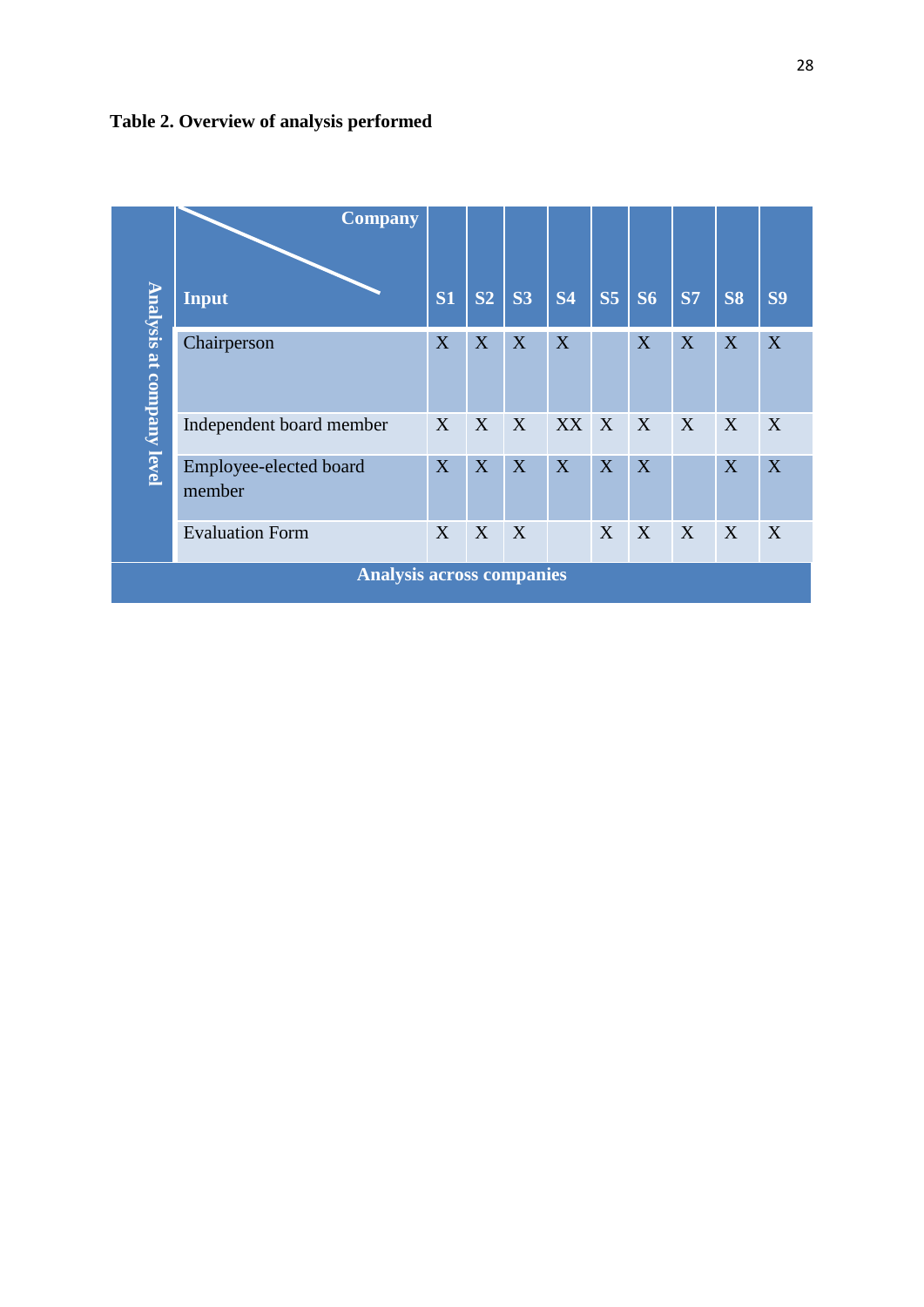**Table 2. Overview of analysis performed**

| Analysis at company level | Company / Input | S1 | S2 | S3 | S4 | S5 | S6 | S7 | S8 | S9 |
|---|---|---|---|---|---|---|---|---|---|---|
| | Chairperson | X | X | X | X | | X | X | X | X |
| | Independent board member | X | X | X | XX | X | X | X | X | X |
| | Employee-elected board member | X | X | X | X | X | X | | X | X |
| | Evaluation Form | X | X | X | | X | X | X | X | X |
| **Analysis across companies** | | | | | | | | | | |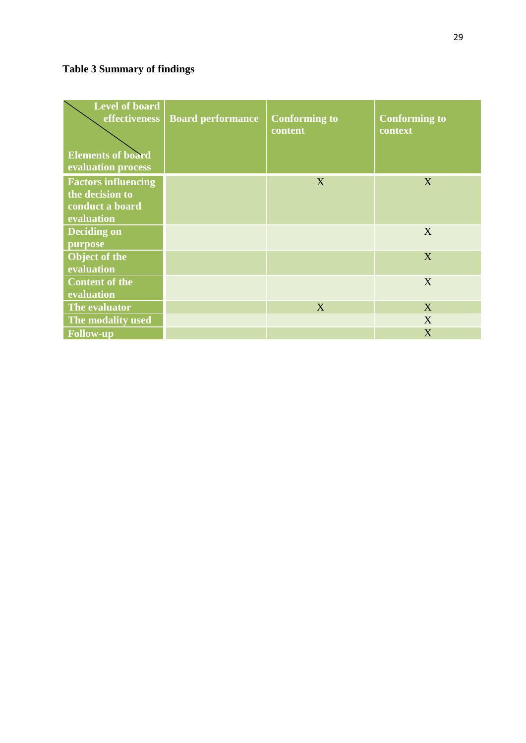**Table 3 Summary of findings**

| Level of board effectiveness / Elements of board evaluation process | Board performance | Conforming to content | Conforming to context |
|---|---|---|---|
| Factors influencing the decision to conduct a board evaluation | | X | X |
| Deciding on purpose | | | X |
| Object of the evaluation | | | X |
| Content of the evaluation | | | X |
| The evaluator | | X | X |
| The modality used | | | X |
| Follow-up | | | X |